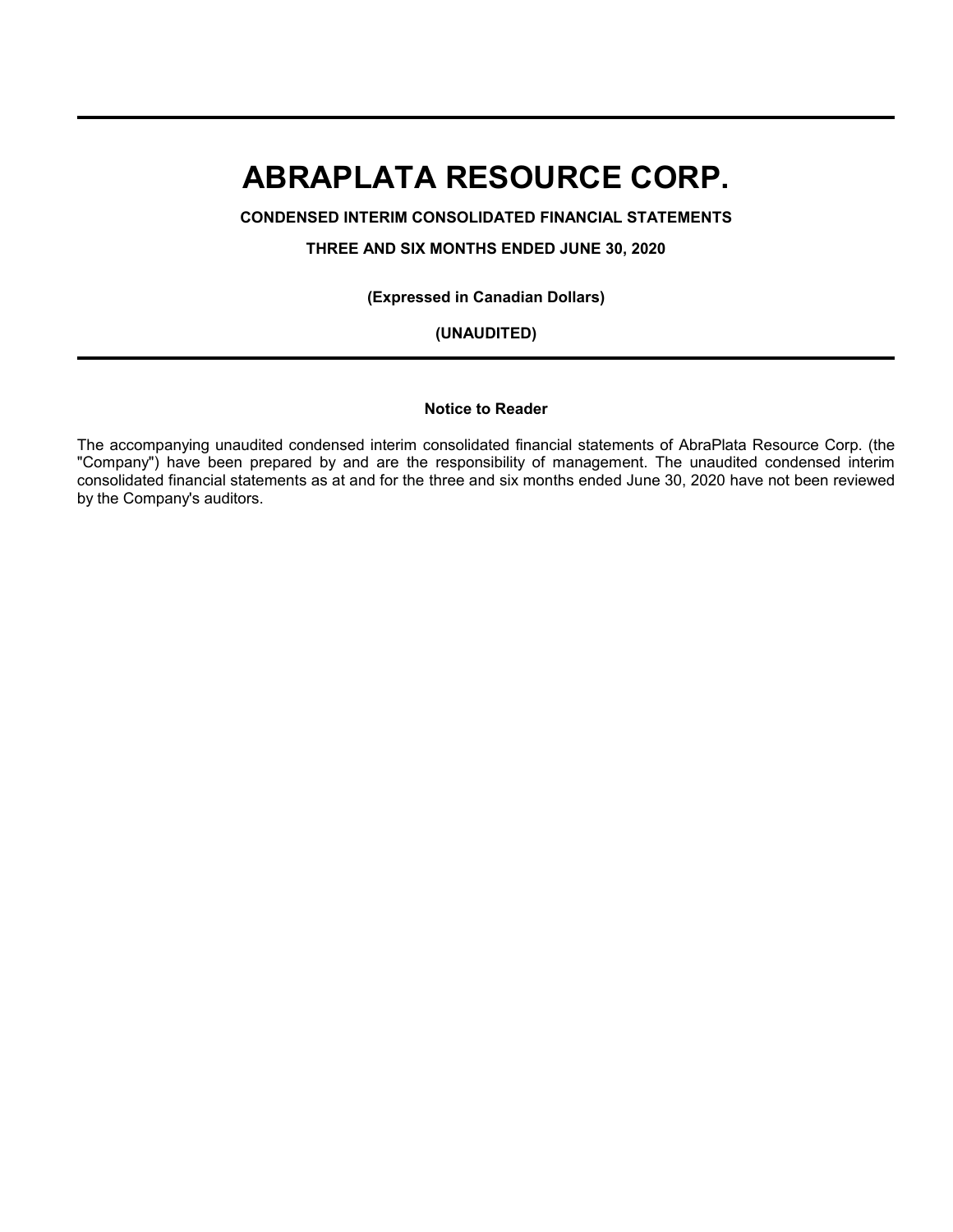# ABRAPLATA RESOURCE CORP.

**CONDENSED INTERIM CONSOLIDATED FINANCIAL STATEMENTS**

**THREE AND SIX MONTHS ENDED JUNE 30, 2020**

**(Expressed in Canadian Dollars)**

**(UNAUDITED)**

**Notice to Reader**

The accompanying unaudited condensed interim consolidated financial statements of AbraPlata Resource Corp. (the "Company") have been prepared by and are the responsibility of management. The unaudited condensed interim consolidated financial statements as at and for the three and six months ended June 30, 2020 have not been reviewed by the Company's auditors.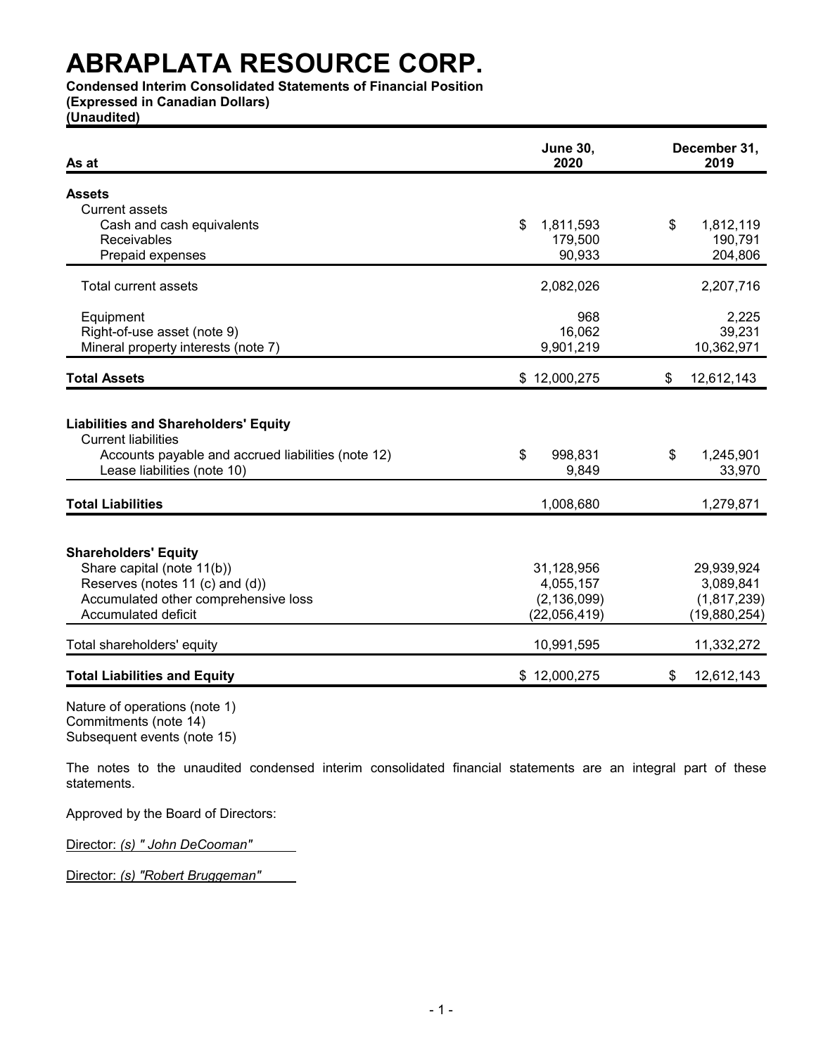# ABRAPLATA RESOURCE CORP.

**Condensed Interim Consolidated Statements of Financial Position**
**(Expressed in Canadian Dollars)**
**(Unaudited)**

| As at | June 30, 2020 | December 31, 2019 |
|---|---|---|
| **Assets** | | |
| Current assets | | |
| Cash and cash equivalents | $ 1,811,593 | $ 1,812,119 |
| Receivables | 179,500 | 190,791 |
| Prepaid expenses | 90,933 | 204,806 |
| Total current assets | 2,082,026 | 2,207,716 |
| Equipment | 968 | 2,225 |
| Right-of-use asset (note 9) | 16,062 | 39,231 |
| Mineral property interests (note 7) | 9,901,219 | 10,362,971 |
| **Total Assets** | $ 12,000,275 | $ 12,612,143 |
| **Liabilities and Shareholders' Equity** | | |
| Current liabilities | | |
| Accounts payable and accrued liabilities (note 12) | $ 998,831 | $ 1,245,901 |
| Lease liabilities (note 10) | 9,849 | 33,970 |
| **Total Liabilities** | 1,008,680 | 1,279,871 |
| **Shareholders' Equity** | | |
| Share capital (note 11(b)) | 31,128,956 | 29,939,924 |
| Reserves (notes 11 (c) and (d)) | 4,055,157 | 3,089,841 |
| Accumulated other comprehensive loss | (2,136,099) | (1,817,239) |
| Accumulated deficit | (22,056,419) | (19,880,254) |
| Total shareholders' equity | 10,991,595 | 11,332,272 |
| **Total Liabilities and Equity** | $ 12,000,275 | $ 12,612,143 |

Nature of operations (note 1)
Commitments (note 14)
Subsequent events (note 15)

The notes to the unaudited condensed interim consolidated financial statements are an integral part of these statements.

Approved by the Board of Directors:

Director: *(s) " John DeCooman"*

Director: *(s) "Robert Bruggeman"*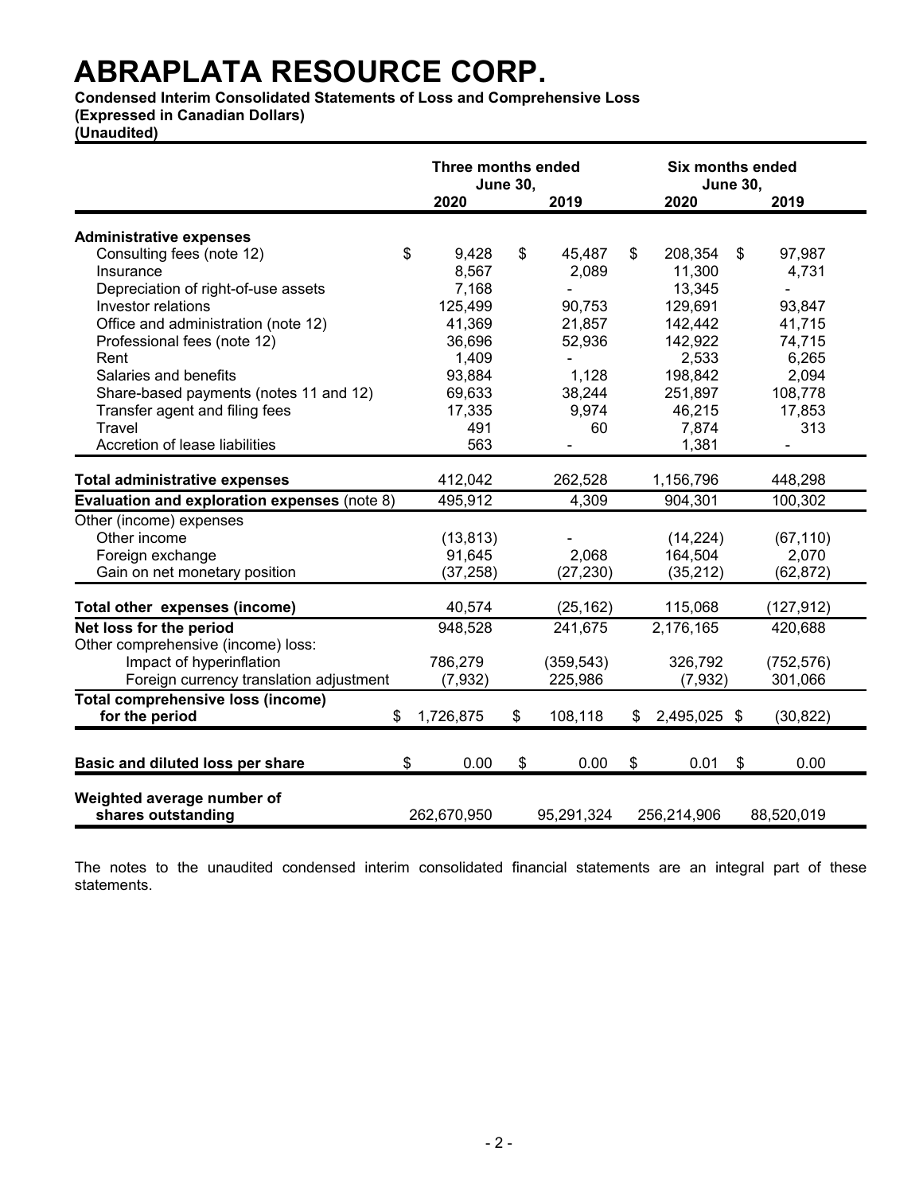# ABRAPLATA RESOURCE CORP.

**Condensed Interim Consolidated Statements of Loss and Comprehensive Loss**
**(Expressed in Canadian Dollars)**
**(Unaudited)**

| | Three months ended June 30, 2020 | Three months ended June 30, 2019 | Six months ended June 30, 2020 | Six months ended June 30, 2019 |
|---|---|---|---|---|
| **Administrative expenses** | | | | |
| Consulting fees (note 12) | $ 9,428 | $ 45,487 | $ 208,354 | $ 97,987 |
| Insurance | 8,567 | 2,089 | 11,300 | 4,731 |
| Depreciation of right-of-use assets | 7,168 | - | 13,345 | - |
| Investor relations | 125,499 | 90,753 | 129,691 | 93,847 |
| Office and administration (note 12) | 41,369 | 21,857 | 142,442 | 41,715 |
| Professional fees (note 12) | 36,696 | 52,936 | 142,922 | 74,715 |
| Rent | 1,409 | - | 2,533 | 6,265 |
| Salaries and benefits | 93,884 | 1,128 | 198,842 | 2,094 |
| Share-based payments (notes 11 and 12) | 69,633 | 38,244 | 251,897 | 108,778 |
| Transfer agent and filing fees | 17,335 | 9,974 | 46,215 | 17,853 |
| Travel | 491 | 60 | 7,874 | 313 |
| Accretion of lease liabilities | 563 | - | 1,381 | - |
| **Total administrative expenses** | 412,042 | 262,528 | 1,156,796 | 448,298 |
| **Evaluation and exploration expenses** (note 8) | 495,912 | 4,309 | 904,301 | 100,302 |
| Other (income) expenses | | | | |
| Other income | (13,813) | - | (14,224) | (67,110) |
| Foreign exchange | 91,645 | 2,068 | 164,504 | 2,070 |
| Gain on net monetary position | (37,258) | (27,230) | (35,212) | (62,872) |
| **Total other expenses (income)** | 40,574 | (25,162) | 115,068 | (127,912) |
| **Net loss for the period** | 948,528 | 241,675 | 2,176,165 | 420,688 |
| Other comprehensive (income) loss: | | | | |
| Impact of hyperinflation | 786,279 | (359,543) | 326,792 | (752,576) |
| Foreign currency translation adjustment | (7,932) | 225,986 | (7,932) | 301,066 |
| **Total comprehensive loss (income) for the period** | $ 1,726,875 | $ 108,118 | $ 2,495,025 | $ (30,822) |
| **Basic and diluted loss per share** | $ 0.00 | $ 0.00 | $ 0.01 | $ 0.00 |
| **Weighted average number of shares outstanding** | 262,670,950 | 95,291,324 | 256,214,906 | 88,520,019 |

The notes to the unaudited condensed interim consolidated financial statements are an integral part of these statements.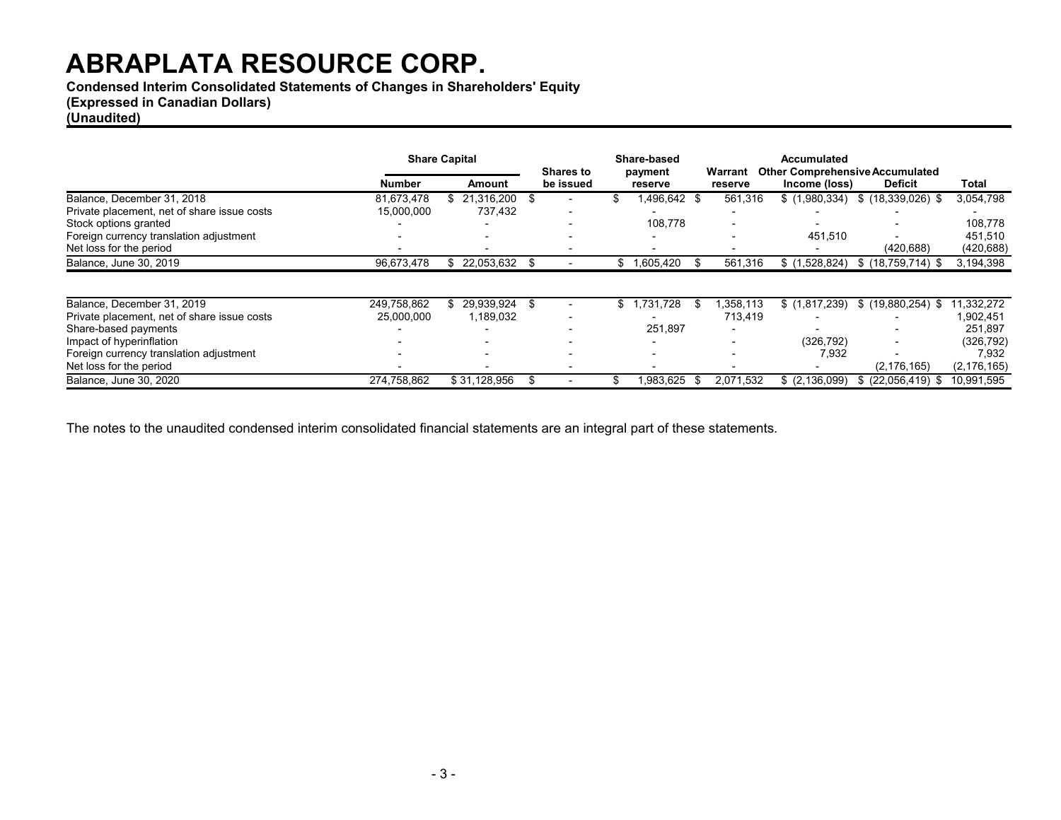# ABRAPLATA RESOURCE CORP.

**Condensed Interim Consolidated Statements of Changes in Shareholders' Equity**
**(Expressed in Canadian Dollars)**
**(Unaudited)**

| | Share Capital | | Shares to be issued | Share-based payment reserve | Warrant reserve | Accumulated Other Comprehensive Income (loss) | Accumulated Deficit | Total |
|---|---|---|---|---|---|---|---|---|
| | Number | Amount | | | | | | |
| Balance, December 31, 2018 | 81,673,478 | $ 21,316,200 | $ - | $ 1,496,642 | $ 561,316 | $ (1,980,334) | $ (18,339,026) | $ 3,054,798 |
| Private placement, net of share issue costs | 15,000,000 | 737,432 | - | - | - | - | - | - |
| Stock options granted | - | - | - | 108,778 | - | - | - | 108,778 |
| Foreign currency translation adjustment | - | - | - | - | - | 451,510 | - | 451,510 |
| Net loss for the period | - | - | - | - | - | - | (420,688) | (420,688) |
| Balance, June 30, 2019 | 96,673,478 | $ 22,053,632 | $ - | $ 1,605,420 | $ 561,316 | $ (1,528,824) | $ (18,759,714) | $ 3,194,398 |
| | | | | | | | | |
| Balance, December 31, 2019 | 249,758,862 | $ 29,939,924 | $ - | $ 1,731,728 | $ 1,358,113 | $ (1,817,239) | $ (19,880,254) | $ 11,332,272 |
| Private placement, net of share issue costs | 25,000,000 | 1,189,032 | - | - | 713,419 | - | - | 1,902,451 |
| Share-based payments | - | - | - | 251,897 | - | - | - | 251,897 |
| Impact of hyperinflation | - | - | - | - | - | (326,792) | - | (326,792) |
| Foreign currency translation adjustment | - | - | - | - | - | 7,932 | - | 7,932 |
| Net loss for the period | - | - | - | - | - | - | (2,176,165) | (2,176,165) |
| Balance, June 30, 2020 | 274,758,862 | $ 31,128,956 | $ - | $ 1,983,625 | $ 2,071,532 | $ (2,136,099) | $ (22,056,419) | $ 10,991,595 |

The notes to the unaudited condensed interim consolidated financial statements are an integral part of these statements.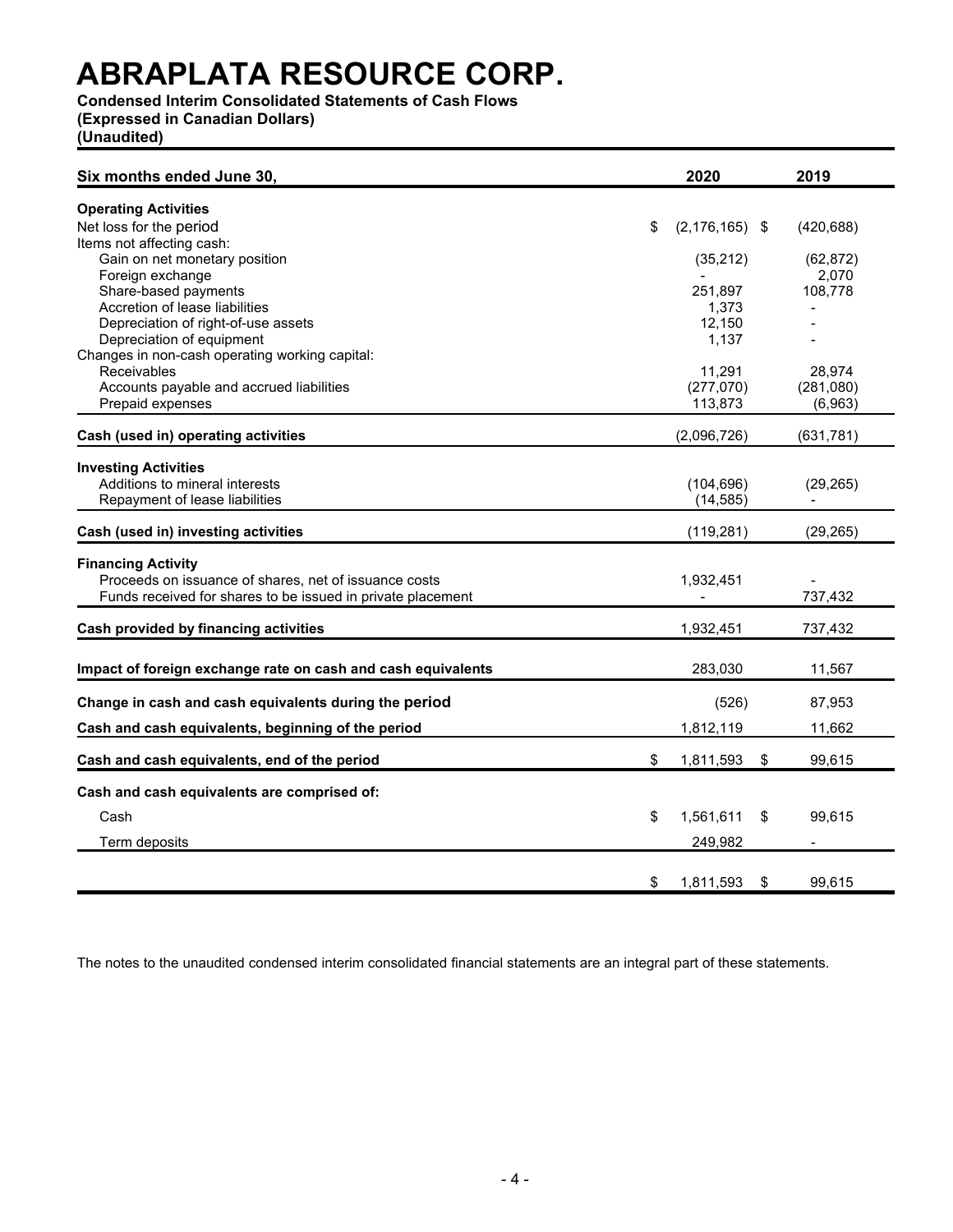# ABRAPLATA RESOURCE CORP.

**Condensed Interim Consolidated Statements of Cash Flows**
**(Expressed in Canadian Dollars)**
**(Unaudited)**

| Six months ended June 30, | 2020 | 2019 |
|---|---|---|
| **Operating Activities** | | |
| Net loss for the period | $ (2,176,165) | $ (420,688) |
| Items not affecting cash: | | |
| Gain on net monetary position | (35,212) | (62,872) |
| Foreign exchange | - | 2,070 |
| Share-based payments | 251,897 | 108,778 |
| Accretion of lease liabilities | 1,373 | - |
| Depreciation of right-of-use assets | 12,150 | - |
| Depreciation of equipment | 1,137 | - |
| Changes in non-cash operating working capital: | | |
| Receivables | 11,291 | 28,974 |
| Accounts payable and accrued liabilities | (277,070) | (281,080) |
| Prepaid expenses | 113,873 | (6,963) |
| **Cash (used in) operating activities** | (2,096,726) | (631,781) |
| **Investing Activities** | | |
| Additions to mineral interests | (104,696) | (29,265) |
| Repayment of lease liabilities | (14,585) | - |
| **Cash (used in) investing activities** | (119,281) | (29,265) |
| **Financing Activity** | | |
| Proceeds on issuance of shares, net of issuance costs | 1,932,451 | - |
| Funds received for shares to be issued in private placement | - | 737,432 |
| **Cash provided by financing activities** | 1,932,451 | 737,432 |
| **Impact of foreign exchange rate on cash and cash equivalents** | 283,030 | 11,567 |
| **Change in cash and cash equivalents during the period** | (526) | 87,953 |
| **Cash and cash equivalents, beginning of the period** | 1,812,119 | 11,662 |
| **Cash and cash equivalents, end of the period** | $ 1,811,593 | $ 99,615 |
| **Cash and cash equivalents are comprised of:** | | |
| Cash | $ 1,561,611 | $ 99,615 |
| Term deposits | 249,982 | - |
| | $ 1,811,593 | $ 99,615 |

The notes to the unaudited condensed interim consolidated financial statements are an integral part of these statements.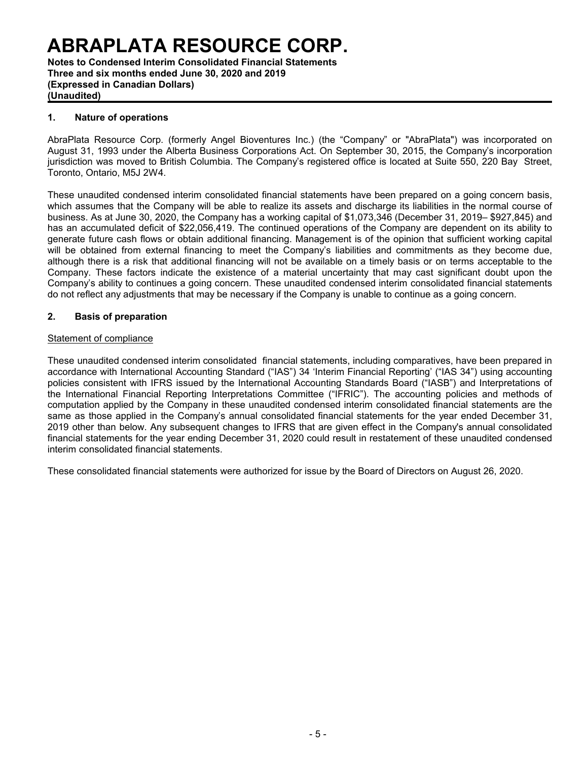# ABRAPLATA RESOURCE CORP.

**Notes to Condensed Interim Consolidated Financial Statements**
**Three and six months ended June 30, 2020 and 2019**
**(Expressed in Canadian Dollars)**
**(Unaudited)**

## 1. Nature of operations

AbraPlata Resource Corp. (formerly Angel Bioventures Inc.) (the "Company" or "AbraPlata") was incorporated on August 31, 1993 under the Alberta Business Corporations Act. On September 30, 2015, the Company's incorporation jurisdiction was moved to British Columbia. The Company's registered office is located at Suite 550, 220 Bay Street, Toronto, Ontario, M5J 2W4.

These unaudited condensed interim consolidated financial statements have been prepared on a going concern basis, which assumes that the Company will be able to realize its assets and discharge its liabilities in the normal course of business. As at June 30, 2020, the Company has a working capital of $1,073,346 (December 31, 2019– $927,845) and has an accumulated deficit of $22,056,419. The continued operations of the Company are dependent on its ability to generate future cash flows or obtain additional financing. Management is of the opinion that sufficient working capital will be obtained from external financing to meet the Company's liabilities and commitments as they become due, although there is a risk that additional financing will not be available on a timely basis or on terms acceptable to the Company. These factors indicate the existence of a material uncertainty that may cast significant doubt upon the Company's ability to continues a going concern. These unaudited condensed interim consolidated financial statements do not reflect any adjustments that may be necessary if the Company is unable to continue as a going concern.

## 2. Basis of preparation

Statement of compliance

These unaudited condensed interim consolidated financial statements, including comparatives, have been prepared in accordance with International Accounting Standard ("IAS") 34 'Interim Financial Reporting' ("IAS 34") using accounting policies consistent with IFRS issued by the International Accounting Standards Board ("IASB") and Interpretations of the International Financial Reporting Interpretations Committee ("IFRIC"). The accounting policies and methods of computation applied by the Company in these unaudited condensed interim consolidated financial statements are the same as those applied in the Company's annual consolidated financial statements for the year ended December 31, 2019 other than below. Any subsequent changes to IFRS that are given effect in the Company's annual consolidated financial statements for the year ending December 31, 2020 could result in restatement of these unaudited condensed interim consolidated financial statements.

These consolidated financial statements were authorized for issue by the Board of Directors on August 26, 2020.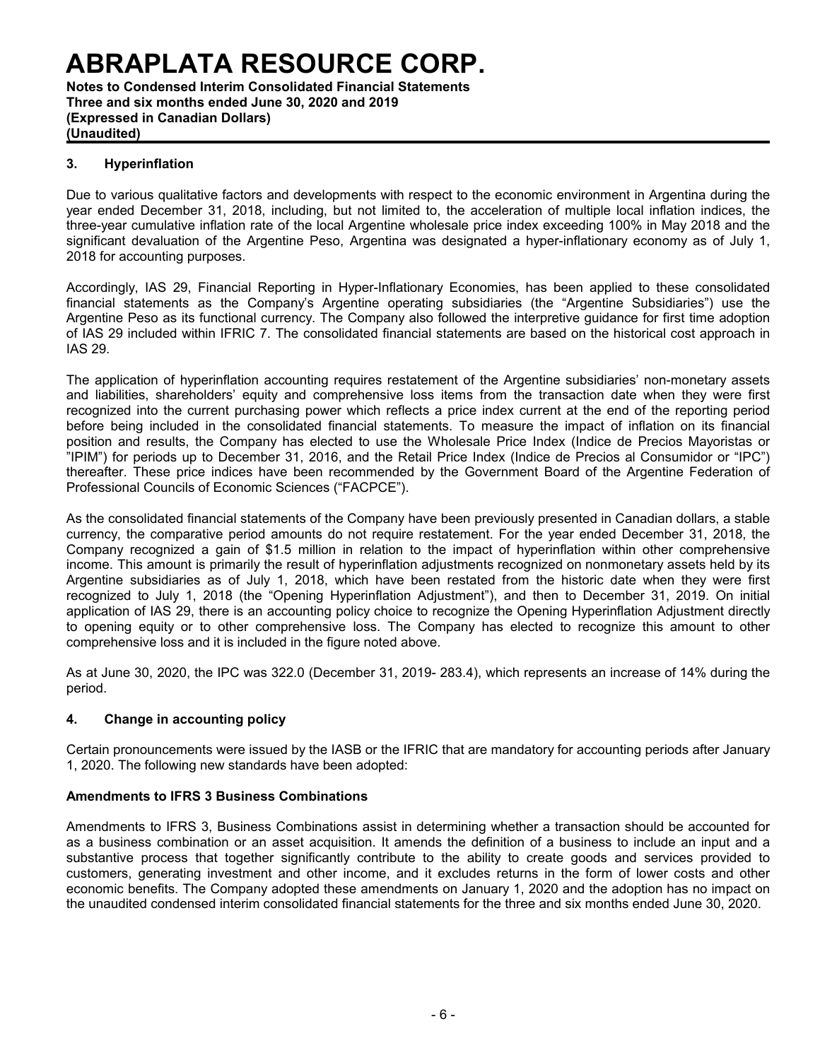## 3. Hyperinflation

Due to various qualitative factors and developments with respect to the economic environment in Argentina during the year ended December 31, 2018, including, but not limited to, the acceleration of multiple local inflation indices, the three-year cumulative inflation rate of the local Argentine wholesale price index exceeding 100% in May 2018 and the significant devaluation of the Argentine Peso, Argentina was designated a hyper-inflationary economy as of July 1, 2018 for accounting purposes.

Accordingly, IAS 29, Financial Reporting in Hyper-Inflationary Economies, has been applied to these consolidated financial statements as the Company's Argentine operating subsidiaries (the "Argentine Subsidiaries") use the Argentine Peso as its functional currency. The Company also followed the interpretive guidance for first time adoption of IAS 29 included within IFRIC 7. The consolidated financial statements are based on the historical cost approach in IAS 29.

The application of hyperinflation accounting requires restatement of the Argentine subsidiaries' non-monetary assets and liabilities, shareholders' equity and comprehensive loss items from the transaction date when they were first recognized into the current purchasing power which reflects a price index current at the end of the reporting period before being included in the consolidated financial statements. To measure the impact of inflation on its financial position and results, the Company has elected to use the Wholesale Price Index (Indice de Precios Mayoristas or "IPIM") for periods up to December 31, 2016, and the Retail Price Index (Indice de Precios al Consumidor or "IPC") thereafter. These price indices have been recommended by the Government Board of the Argentine Federation of Professional Councils of Economic Sciences ("FACPCE").

As the consolidated financial statements of the Company have been previously presented in Canadian dollars, a stable currency, the comparative period amounts do not require restatement. For the year ended December 31, 2018, the Company recognized a gain of $1.5 million in relation to the impact of hyperinflation within other comprehensive income. This amount is primarily the result of hyperinflation adjustments recognized on nonmonetary assets held by its Argentine subsidiaries as of July 1, 2018, which have been restated from the historic date when they were first recognized to July 1, 2018 (the "Opening Hyperinflation Adjustment"), and then to December 31, 2019. On initial application of IAS 29, there is an accounting policy choice to recognize the Opening Hyperinflation Adjustment directly to opening equity or to other comprehensive loss. The Company has elected to recognize this amount to other comprehensive loss and it is included in the figure noted above.

As at June 30, 2020, the IPC was 322.0 (December 31, 2019- 283.4), which represents an increase of 14% during the period.

## 4. Change in accounting policy

Certain pronouncements were issued by the IASB or the IFRIC that are mandatory for accounting periods after January 1, 2020. The following new standards have been adopted:

### Amendments to IFRS 3 Business Combinations

Amendments to IFRS 3, Business Combinations assist in determining whether a transaction should be accounted for as a business combination or an asset acquisition. It amends the definition of a business to include an input and a substantive process that together significantly contribute to the ability to create goods and services provided to customers, generating investment and other income, and it excludes returns in the form of lower costs and other economic benefits. The Company adopted these amendments on January 1, 2020 and the adoption has no impact on the unaudited condensed interim consolidated financial statements for the three and six months ended June 30, 2020.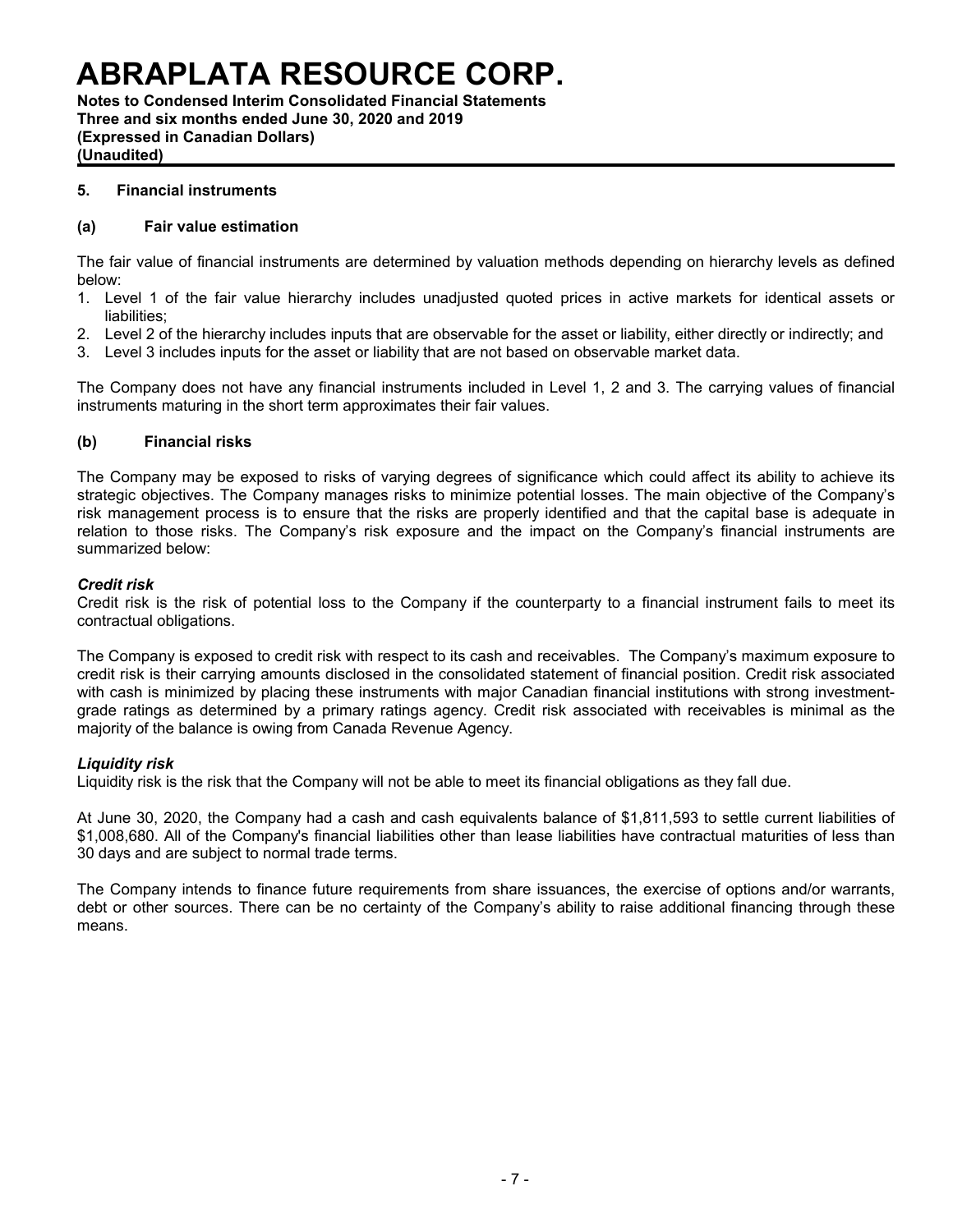## 5. Financial instruments

### (a) Fair value estimation

The fair value of financial instruments are determined by valuation methods depending on hierarchy levels as defined below:

1. Level 1 of the fair value hierarchy includes unadjusted quoted prices in active markets for identical assets or liabilities;
2. Level 2 of the hierarchy includes inputs that are observable for the asset or liability, either directly or indirectly; and
3. Level 3 includes inputs for the asset or liability that are not based on observable market data.

The Company does not have any financial instruments included in Level 1, 2 and 3. The carrying values of financial instruments maturing in the short term approximates their fair values.

### (b) Financial risks

The Company may be exposed to risks of varying degrees of significance which could affect its ability to achieve its strategic objectives. The Company manages risks to minimize potential losses. The main objective of the Company's risk management process is to ensure that the risks are properly identified and that the capital base is adequate in relation to those risks. The Company's risk exposure and the impact on the Company's financial instruments are summarized below:

***Credit risk***

Credit risk is the risk of potential loss to the Company if the counterparty to a financial instrument fails to meet its contractual obligations.

The Company is exposed to credit risk with respect to its cash and receivables. The Company's maximum exposure to credit risk is their carrying amounts disclosed in the consolidated statement of financial position. Credit risk associated with cash is minimized by placing these instruments with major Canadian financial institutions with strong investment-grade ratings as determined by a primary ratings agency. Credit risk associated with receivables is minimal as the majority of the balance is owing from Canada Revenue Agency.

***Liquidity risk***

Liquidity risk is the risk that the Company will not be able to meet its financial obligations as they fall due.

At June 30, 2020, the Company had a cash and cash equivalents balance of $1,811,593 to settle current liabilities of $1,008,680. All of the Company's financial liabilities other than lease liabilities have contractual maturities of less than 30 days and are subject to normal trade terms.

The Company intends to finance future requirements from share issuances, the exercise of options and/or warrants, debt or other sources. There can be no certainty of the Company's ability to raise additional financing through these means.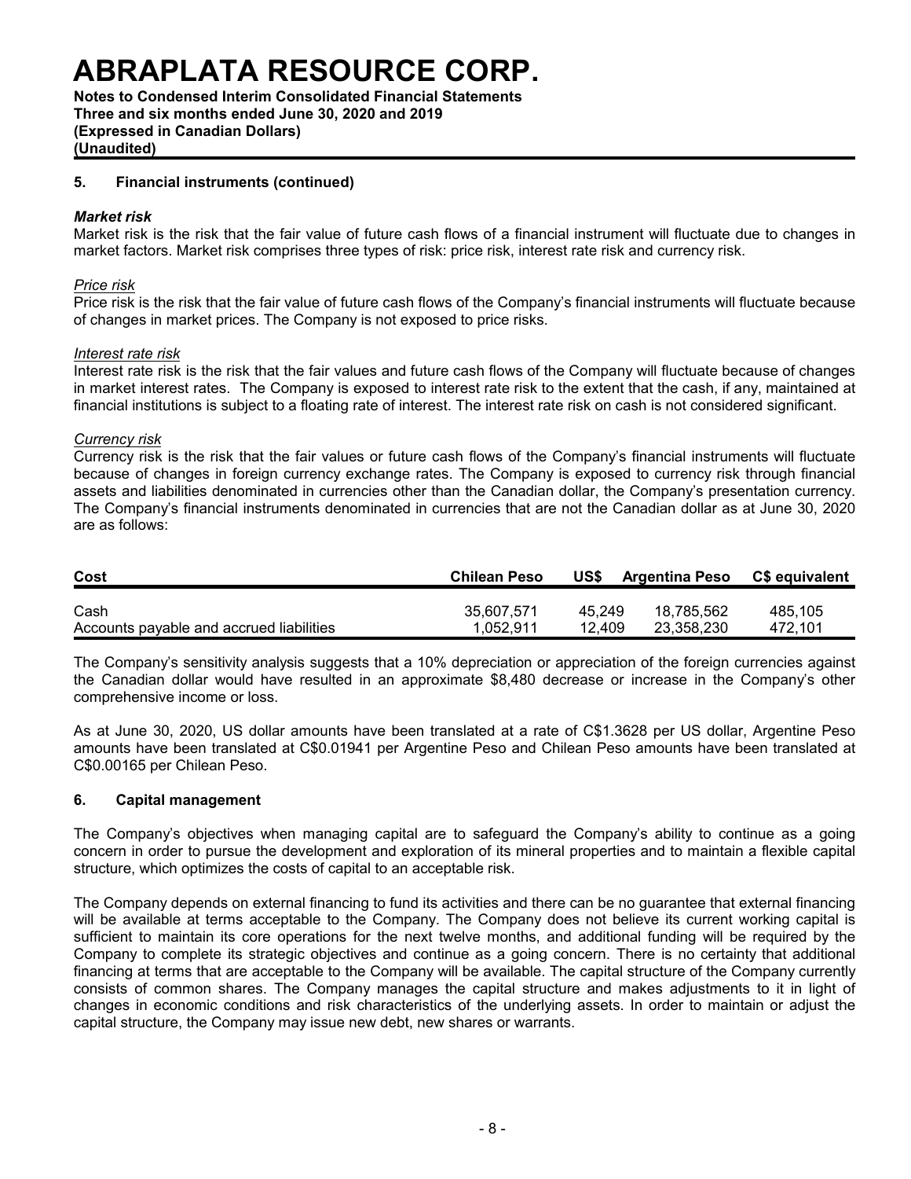## 5. Financial instruments (continued)

### *Market risk*

Market risk is the risk that the fair value of future cash flows of a financial instrument will fluctuate due to changes in market factors. Market risk comprises three types of risk: price risk, interest rate risk and currency risk.

*Price risk*

Price risk is the risk that the fair value of future cash flows of the Company's financial instruments will fluctuate because of changes in market prices. The Company is not exposed to price risks.

*Interest rate risk*

Interest rate risk is the risk that the fair values and future cash flows of the Company will fluctuate because of changes in market interest rates. The Company is exposed to interest rate risk to the extent that the cash, if any, maintained at financial institutions is subject to a floating rate of interest. The interest rate risk on cash is not considered significant.

*Currency risk*

Currency risk is the risk that the fair values or future cash flows of the Company's financial instruments will fluctuate because of changes in foreign currency exchange rates. The Company is exposed to currency risk through financial assets and liabilities denominated in currencies other than the Canadian dollar, the Company's presentation currency. The Company's financial instruments denominated in currencies that are not the Canadian dollar as at June 30, 2020 are as follows:

| Cost | Chilean Peso | US$ | Argentina Peso | C$ equivalent |
|---|---|---|---|---|
| Cash | 35,607,571 | 45,249 | 18,785,562 | 485,105 |
| Accounts payable and accrued liabilities | 1,052,911 | 12,409 | 23,358,230 | 472,101 |

The Company's sensitivity analysis suggests that a 10% depreciation or appreciation of the foreign currencies against the Canadian dollar would have resulted in an approximate $8,480 decrease or increase in the Company's other comprehensive income or loss.

As at June 30, 2020, US dollar amounts have been translated at a rate of C$1.3628 per US dollar, Argentine Peso amounts have been translated at C$0.01941 per Argentine Peso and Chilean Peso amounts have been translated at C$0.00165 per Chilean Peso.

## 6. Capital management

The Company's objectives when managing capital are to safeguard the Company's ability to continue as a going concern in order to pursue the development and exploration of its mineral properties and to maintain a flexible capital structure, which optimizes the costs of capital to an acceptable risk.

The Company depends on external financing to fund its activities and there can be no guarantee that external financing will be available at terms acceptable to the Company. The Company does not believe its current working capital is sufficient to maintain its core operations for the next twelve months, and additional funding will be required by the Company to complete its strategic objectives and continue as a going concern. There is no certainty that additional financing at terms that are acceptable to the Company will be available. The capital structure of the Company currently consists of common shares. The Company manages the capital structure and makes adjustments to it in light of changes in economic conditions and risk characteristics of the underlying assets. In order to maintain or adjust the capital structure, the Company may issue new debt, new shares or warrants.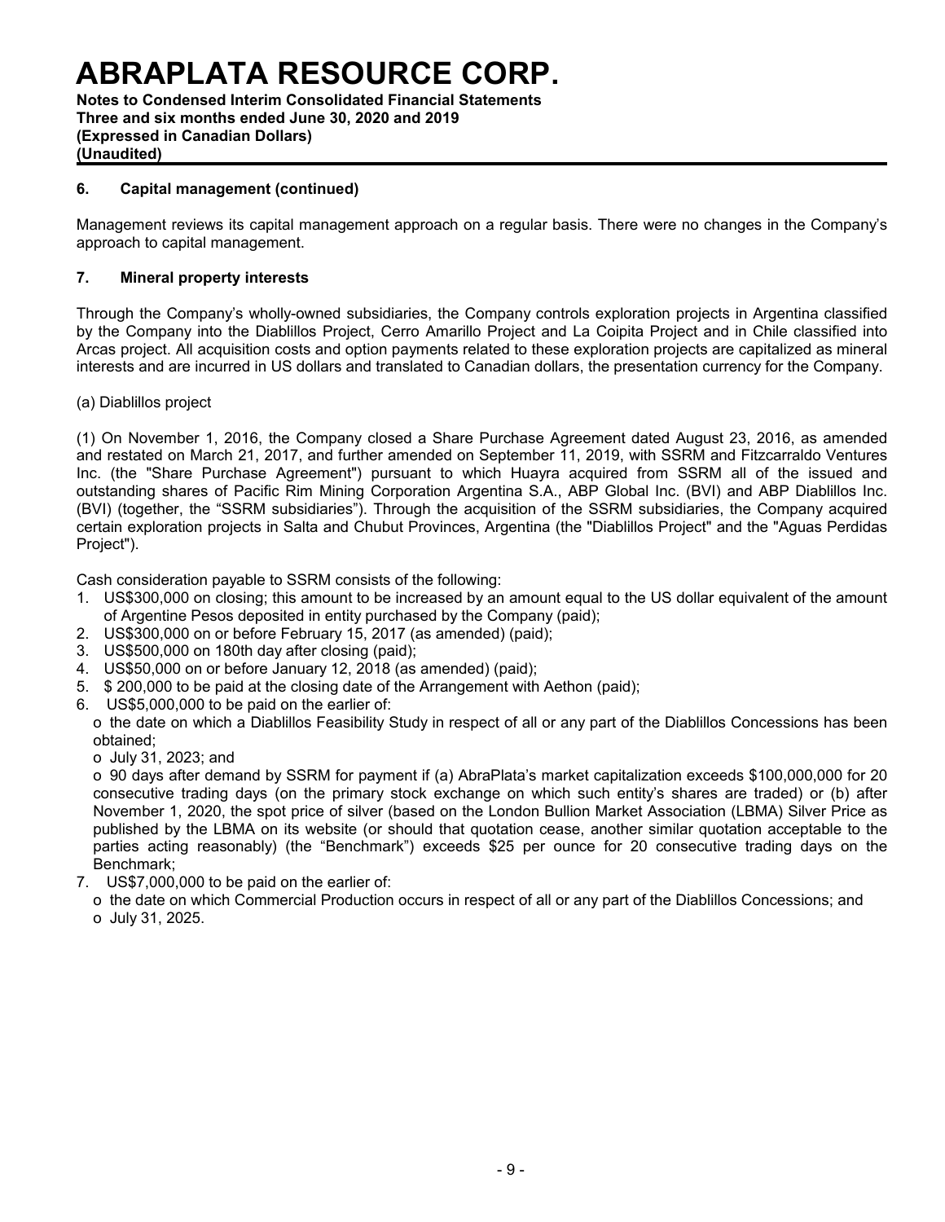### 6. Capital management (continued)

Management reviews its capital management approach on a regular basis. There were no changes in the Company's approach to capital management.

### 7. Mineral property interests

Through the Company's wholly-owned subsidiaries, the Company controls exploration projects in Argentina classified by the Company into the Diablillos Project, Cerro Amarillo Project and La Coipita Project and in Chile classified into Arcas project. All acquisition costs and option payments related to these exploration projects are capitalized as mineral interests and are incurred in US dollars and translated to Canadian dollars, the presentation currency for the Company.

(a) Diablillos project

(1) On November 1, 2016, the Company closed a Share Purchase Agreement dated August 23, 2016, as amended and restated on March 21, 2017, and further amended on September 11, 2019, with SSRM and Fitzcarraldo Ventures Inc. (the "Share Purchase Agreement") pursuant to which Huayra acquired from SSRM all of the issued and outstanding shares of Pacific Rim Mining Corporation Argentina S.A., ABP Global Inc. (BVI) and ABP Diablillos Inc. (BVI) (together, the "SSRM subsidiaries"). Through the acquisition of the SSRM subsidiaries, the Company acquired certain exploration projects in Salta and Chubut Provinces, Argentina (the "Diablillos Project" and the "Aguas Perdidas Project").

Cash consideration payable to SSRM consists of the following:

1. US$300,000 on closing; this amount to be increased by an amount equal to the US dollar equivalent of the amount of Argentine Pesos deposited in entity purchased by the Company (paid);
2. US$300,000 on or before February 15, 2017 (as amended) (paid);
3. US$500,000 on 180th day after closing (paid);
4. US$50,000 on or before January 12, 2018 (as amended) (paid);
5. $ 200,000 to be paid at the closing date of the Arrangement with Aethon (paid);
6. US$5,000,000 to be paid on the earlier of:
   - the date on which a Diablillos Feasibility Study in respect of all or any part of the Diablillos Concessions has been obtained;
   - July 31, 2023; and
   - 90 days after demand by SSRM for payment if (a) AbraPlata's market capitalization exceeds $100,000,000 for 20 consecutive trading days (on the primary stock exchange on which such entity's shares are traded) or (b) after November 1, 2020, the spot price of silver (based on the London Bullion Market Association (LBMA) Silver Price as published by the LBMA on its website (or should that quotation cease, another similar quotation acceptable to the parties acting reasonably) (the "Benchmark") exceeds $25 per ounce for 20 consecutive trading days on the Benchmark;
7. US$7,000,000 to be paid on the earlier of:
   - the date on which Commercial Production occurs in respect of all or any part of the Diablillos Concessions; and
   - July 31, 2025.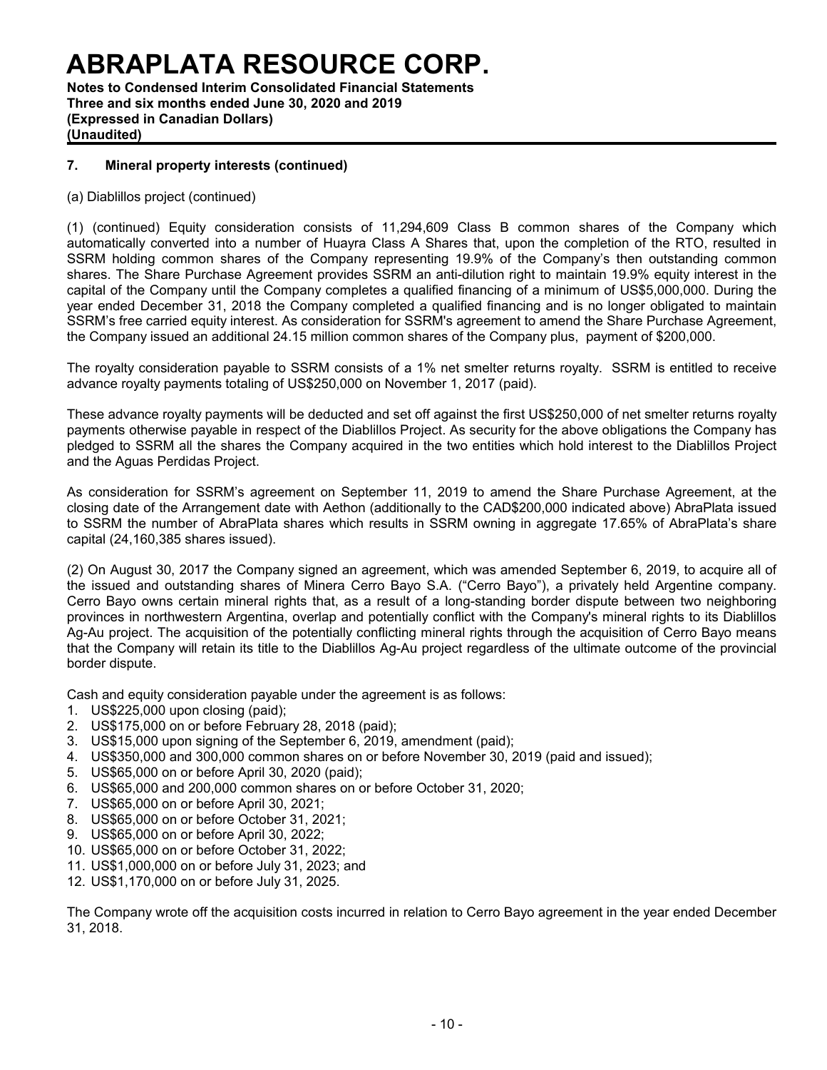## 7. Mineral property interests (continued)

(a) Diablillos project (continued)

(1) (continued) Equity consideration consists of 11,294,609 Class B common shares of the Company which automatically converted into a number of Huayra Class A Shares that, upon the completion of the RTO, resulted in SSRM holding common shares of the Company representing 19.9% of the Company's then outstanding common shares. The Share Purchase Agreement provides SSRM an anti-dilution right to maintain 19.9% equity interest in the capital of the Company until the Company completes a qualified financing of a minimum of US$5,000,000. During the year ended December 31, 2018 the Company completed a qualified financing and is no longer obligated to maintain SSRM's free carried equity interest. As consideration for SSRM's agreement to amend the Share Purchase Agreement, the Company issued an additional 24.15 million common shares of the Company plus, payment of $200,000.

The royalty consideration payable to SSRM consists of a 1% net smelter returns royalty. SSRM is entitled to receive advance royalty payments totaling of US$250,000 on November 1, 2017 (paid).

These advance royalty payments will be deducted and set off against the first US$250,000 of net smelter returns royalty payments otherwise payable in respect of the Diablillos Project. As security for the above obligations the Company has pledged to SSRM all the shares the Company acquired in the two entities which hold interest to the Diablillos Project and the Aguas Perdidas Project.

As consideration for SSRM's agreement on September 11, 2019 to amend the Share Purchase Agreement, at the closing date of the Arrangement date with Aethon (additionally to the CAD$200,000 indicated above) AbraPlata issued to SSRM the number of AbraPlata shares which results in SSRM owning in aggregate 17.65% of AbraPlata's share capital (24,160,385 shares issued).

(2) On August 30, 2017 the Company signed an agreement, which was amended September 6, 2019, to acquire all of the issued and outstanding shares of Minera Cerro Bayo S.A. ("Cerro Bayo"), a privately held Argentine company. Cerro Bayo owns certain mineral rights that, as a result of a long-standing border dispute between two neighboring provinces in northwestern Argentina, overlap and potentially conflict with the Company's mineral rights to its Diablillos Ag-Au project. The acquisition of the potentially conflicting mineral rights through the acquisition of Cerro Bayo means that the Company will retain its title to the Diablillos Ag-Au project regardless of the ultimate outcome of the provincial border dispute.

Cash and equity consideration payable under the agreement is as follows:

1. US$225,000 upon closing (paid);
2. US$175,000 on or before February 28, 2018 (paid);
3. US$15,000 upon signing of the September 6, 2019, amendment (paid);
4. US$350,000 and 300,000 common shares on or before November 30, 2019 (paid and issued);
5. US$65,000 on or before April 30, 2020 (paid);
6. US$65,000 and 200,000 common shares on or before October 31, 2020;
7. US$65,000 on or before April 30, 2021;
8. US$65,000 on or before October 31, 2021;
9. US$65,000 on or before April 30, 2022;
10. US$65,000 on or before October 31, 2022;
11. US$1,000,000 on or before July 31, 2023; and
12. US$1,170,000 on or before July 31, 2025.

The Company wrote off the acquisition costs incurred in relation to Cerro Bayo agreement in the year ended December 31, 2018.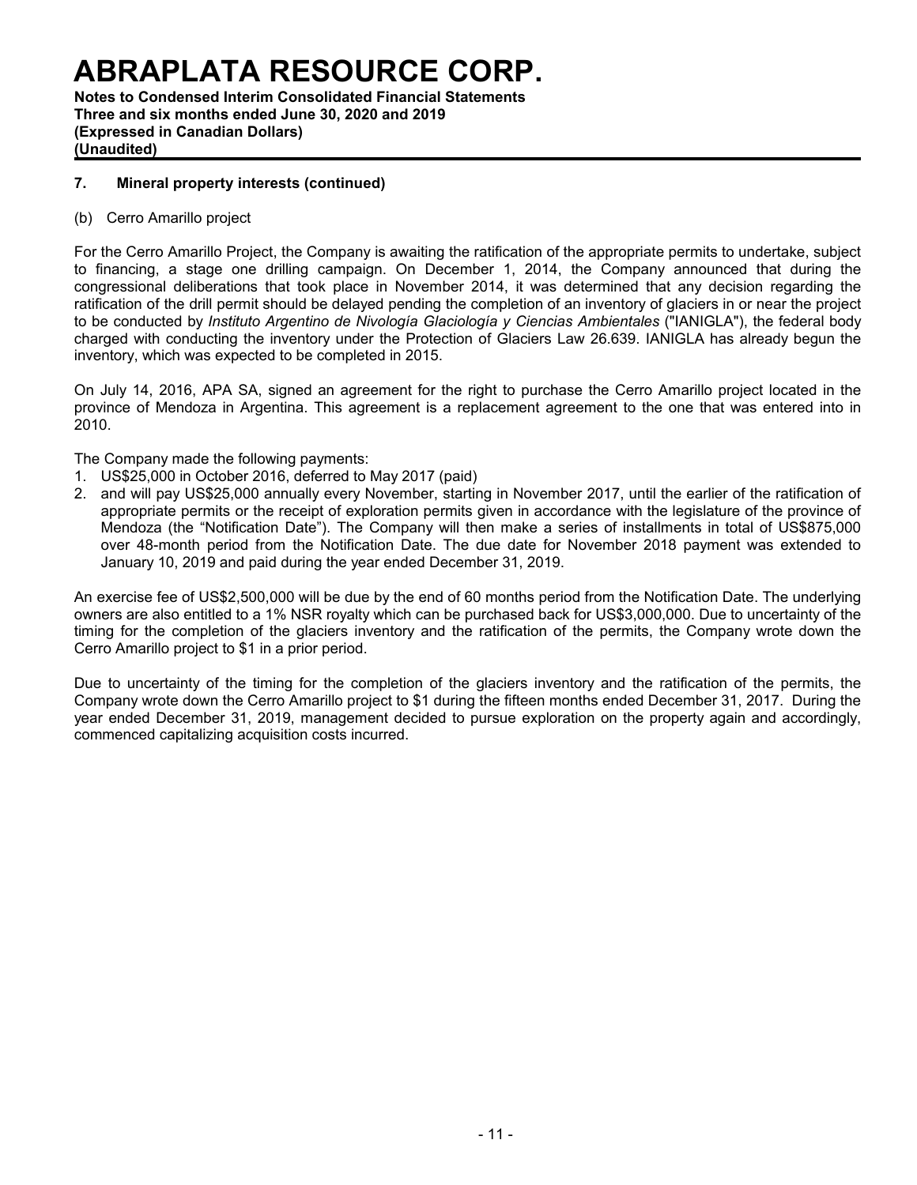## 7. Mineral property interests (continued)

(b) Cerro Amarillo project

For the Cerro Amarillo Project, the Company is awaiting the ratification of the appropriate permits to undertake, subject to financing, a stage one drilling campaign. On December 1, 2014, the Company announced that during the congressional deliberations that took place in November 2014, it was determined that any decision regarding the ratification of the drill permit should be delayed pending the completion of an inventory of glaciers in or near the project to be conducted by *Instituto Argentino de Nivología Glaciología y Ciencias Ambientales* ("IANIGLA"), the federal body charged with conducting the inventory under the Protection of Glaciers Law 26.639. IANIGLA has already begun the inventory, which was expected to be completed in 2015.

On July 14, 2016, APA SA, signed an agreement for the right to purchase the Cerro Amarillo project located in the province of Mendoza in Argentina. This agreement is a replacement agreement to the one that was entered into in 2010.

The Company made the following payments:

1. US$25,000 in October 2016, deferred to May 2017 (paid)
2. and will pay US$25,000 annually every November, starting in November 2017, until the earlier of the ratification of appropriate permits or the receipt of exploration permits given in accordance with the legislature of the province of Mendoza (the "Notification Date"). The Company will then make a series of installments in total of US$875,000 over 48-month period from the Notification Date. The due date for November 2018 payment was extended to January 10, 2019 and paid during the year ended December 31, 2019.

An exercise fee of US$2,500,000 will be due by the end of 60 months period from the Notification Date. The underlying owners are also entitled to a 1% NSR royalty which can be purchased back for US$3,000,000. Due to uncertainty of the timing for the completion of the glaciers inventory and the ratification of the permits, the Company wrote down the Cerro Amarillo project to $1 in a prior period.

Due to uncertainty of the timing for the completion of the glaciers inventory and the ratification of the permits, the Company wrote down the Cerro Amarillo project to $1 during the fifteen months ended December 31, 2017. During the year ended December 31, 2019, management decided to pursue exploration on the property again and accordingly, commenced capitalizing acquisition costs incurred.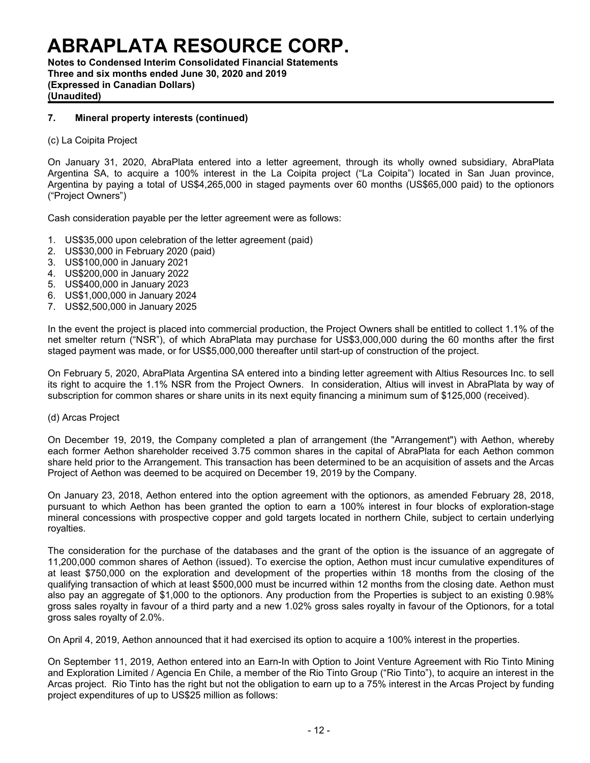### 7. Mineral property interests (continued)

(c) La Coipita Project

On January 31, 2020, AbraPlata entered into a letter agreement, through its wholly owned subsidiary, AbraPlata Argentina SA, to acquire a 100% interest in the La Coipita project ("La Coipita") located in San Juan province, Argentina by paying a total of US$4,265,000 in staged payments over 60 months (US$65,000 paid) to the optionors ("Project Owners")

Cash consideration payable per the letter agreement were as follows:

1. US$35,000 upon celebration of the letter agreement (paid)
2. US$30,000 in February 2020 (paid)
3. US$100,000 in January 2021
4. US$200,000 in January 2022
5. US$400,000 in January 2023
6. US$1,000,000 in January 2024
7. US$2,500,000 in January 2025

In the event the project is placed into commercial production, the Project Owners shall be entitled to collect 1.1% of the net smelter return ("NSR"), of which AbraPlata may purchase for US$3,000,000 during the 60 months after the first staged payment was made, or for US$5,000,000 thereafter until start-up of construction of the project.

On February 5, 2020, AbraPlata Argentina SA entered into a binding letter agreement with Altius Resources Inc. to sell its right to acquire the 1.1% NSR from the Project Owners. In consideration, Altius will invest in AbraPlata by way of subscription for common shares or share units in its next equity financing a minimum sum of $125,000 (received).

(d) Arcas Project

On December 19, 2019, the Company completed a plan of arrangement (the "Arrangement") with Aethon, whereby each former Aethon shareholder received 3.75 common shares in the capital of AbraPlata for each Aethon common share held prior to the Arrangement. This transaction has been determined to be an acquisition of assets and the Arcas Project of Aethon was deemed to be acquired on December 19, 2019 by the Company.

On January 23, 2018, Aethon entered into the option agreement with the optionors, as amended February 28, 2018, pursuant to which Aethon has been granted the option to earn a 100% interest in four blocks of exploration-stage mineral concessions with prospective copper and gold targets located in northern Chile, subject to certain underlying royalties.

The consideration for the purchase of the databases and the grant of the option is the issuance of an aggregate of 11,200,000 common shares of Aethon (issued). To exercise the option, Aethon must incur cumulative expenditures of at least $750,000 on the exploration and development of the properties within 18 months from the closing of the qualifying transaction of which at least $500,000 must be incurred within 12 months from the closing date. Aethon must also pay an aggregate of $1,000 to the optionors. Any production from the Properties is subject to an existing 0.98% gross sales royalty in favour of a third party and a new 1.02% gross sales royalty in favour of the Optionors, for a total gross sales royalty of 2.0%.

On April 4, 2019, Aethon announced that it had exercised its option to acquire a 100% interest in the properties.

On September 11, 2019, Aethon entered into an Earn-In with Option to Joint Venture Agreement with Rio Tinto Mining and Exploration Limited / Agencia En Chile, a member of the Rio Tinto Group ("Rio Tinto"), to acquire an interest in the Arcas project. Rio Tinto has the right but not the obligation to earn up to a 75% interest in the Arcas Project by funding project expenditures of up to US$25 million as follows: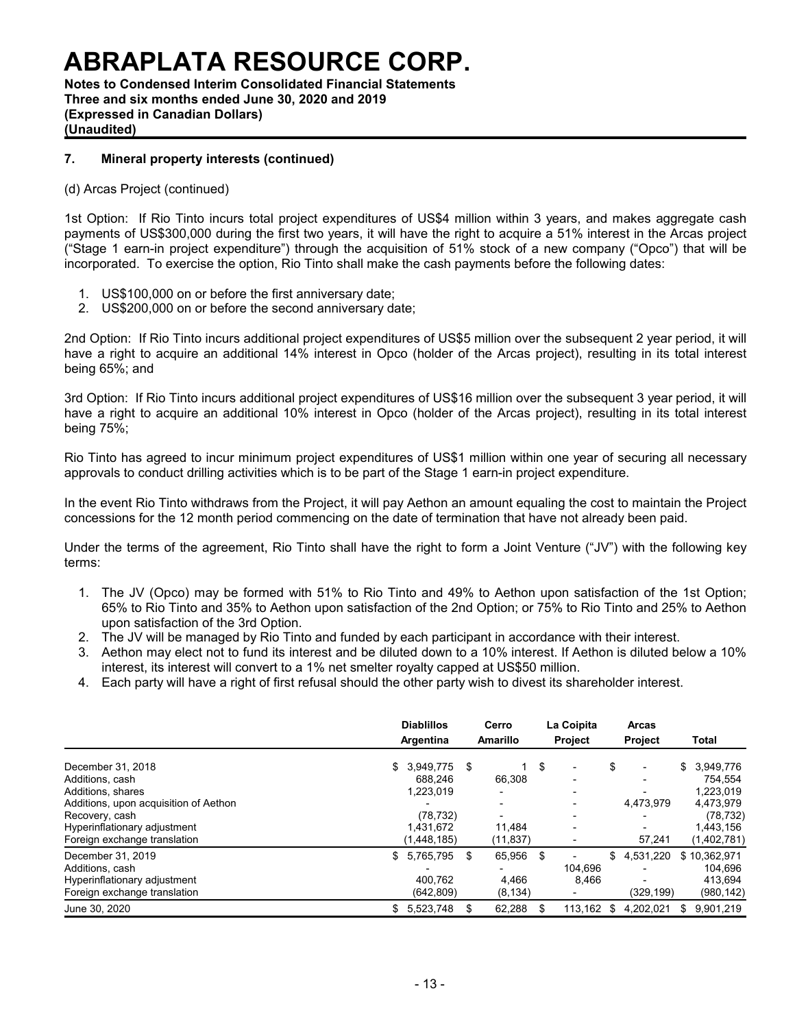### 7. Mineral property interests (continued)

(d) Arcas Project (continued)

1st Option: If Rio Tinto incurs total project expenditures of US$4 million within 3 years, and makes aggregate cash payments of US$300,000 during the first two years, it will have the right to acquire a 51% interest in the Arcas project ("Stage 1 earn-in project expenditure") through the acquisition of 51% stock of a new company ("Opco") that will be incorporated. To exercise the option, Rio Tinto shall make the cash payments before the following dates:

1. US$100,000 on or before the first anniversary date;
2. US$200,000 on or before the second anniversary date;

2nd Option: If Rio Tinto incurs additional project expenditures of US$5 million over the subsequent 2 year period, it will have a right to acquire an additional 14% interest in Opco (holder of the Arcas project), resulting in its total interest being 65%; and

3rd Option: If Rio Tinto incurs additional project expenditures of US$16 million over the subsequent 3 year period, it will have a right to acquire an additional 10% interest in Opco (holder of the Arcas project), resulting in its total interest being 75%;

Rio Tinto has agreed to incur minimum project expenditures of US$1 million within one year of securing all necessary approvals to conduct drilling activities which is to be part of the Stage 1 earn-in project expenditure.

In the event Rio Tinto withdraws from the Project, it will pay Aethon an amount equaling the cost to maintain the Project concessions for the 12 month period commencing on the date of termination that have not already been paid.

Under the terms of the agreement, Rio Tinto shall have the right to form a Joint Venture ("JV") with the following key terms:

1. The JV (Opco) may be formed with 51% to Rio Tinto and 49% to Aethon upon satisfaction of the 1st Option; 65% to Rio Tinto and 35% to Aethon upon satisfaction of the 2nd Option; or 75% to Rio Tinto and 25% to Aethon upon satisfaction of the 3rd Option.
2. The JV will be managed by Rio Tinto and funded by each participant in accordance with their interest.
3. Aethon may elect not to fund its interest and be diluted down to a 10% interest. If Aethon is diluted below a 10% interest, its interest will convert to a 1% net smelter royalty capped at US$50 million.
4. Each party will have a right of first refusal should the other party wish to divest its shareholder interest.

| | Diablillos Argentina | Cerro Amarillo | La Coipita Project | Arcas Project | Total |
|---|---|---|---|---|---|
| December 31, 2018 | $ 3,949,775 | $ 1 | $ - | $ - | $ 3,949,776 |
| Additions, cash | 688,246 | 66,308 | - | - | 754,554 |
| Additions, shares | 1,223,019 | - | - | - | 1,223,019 |
| Additions, upon acquisition of Aethon | - | - | - | 4,473,979 | 4,473,979 |
| Recovery, cash | (78,732) | - | - | - | (78,732) |
| Hyperinflationary adjustment | 1,431,672 | 11,484 | - | - | 1,443,156 |
| Foreign exchange translation | (1,448,185) | (11,837) | - | 57,241 | (1,402,781) |
| December 31, 2019 | $ 5,765,795 | $ 65,956 | $ - | $ 4,531,220 | $ 10,362,971 |
| Additions, cash | - | - | 104,696 | - | 104,696 |
| Hyperinflationary adjustment | 400,762 | 4,466 | 8,466 | - | 413,694 |
| Foreign exchange translation | (642,809) | (8,134) | - | (329,199) | (980,142) |
| June 30, 2020 | $ 5,523,748 | $ 62,288 | $ 113,162 | $ 4,202,021 | $ 9,901,219 |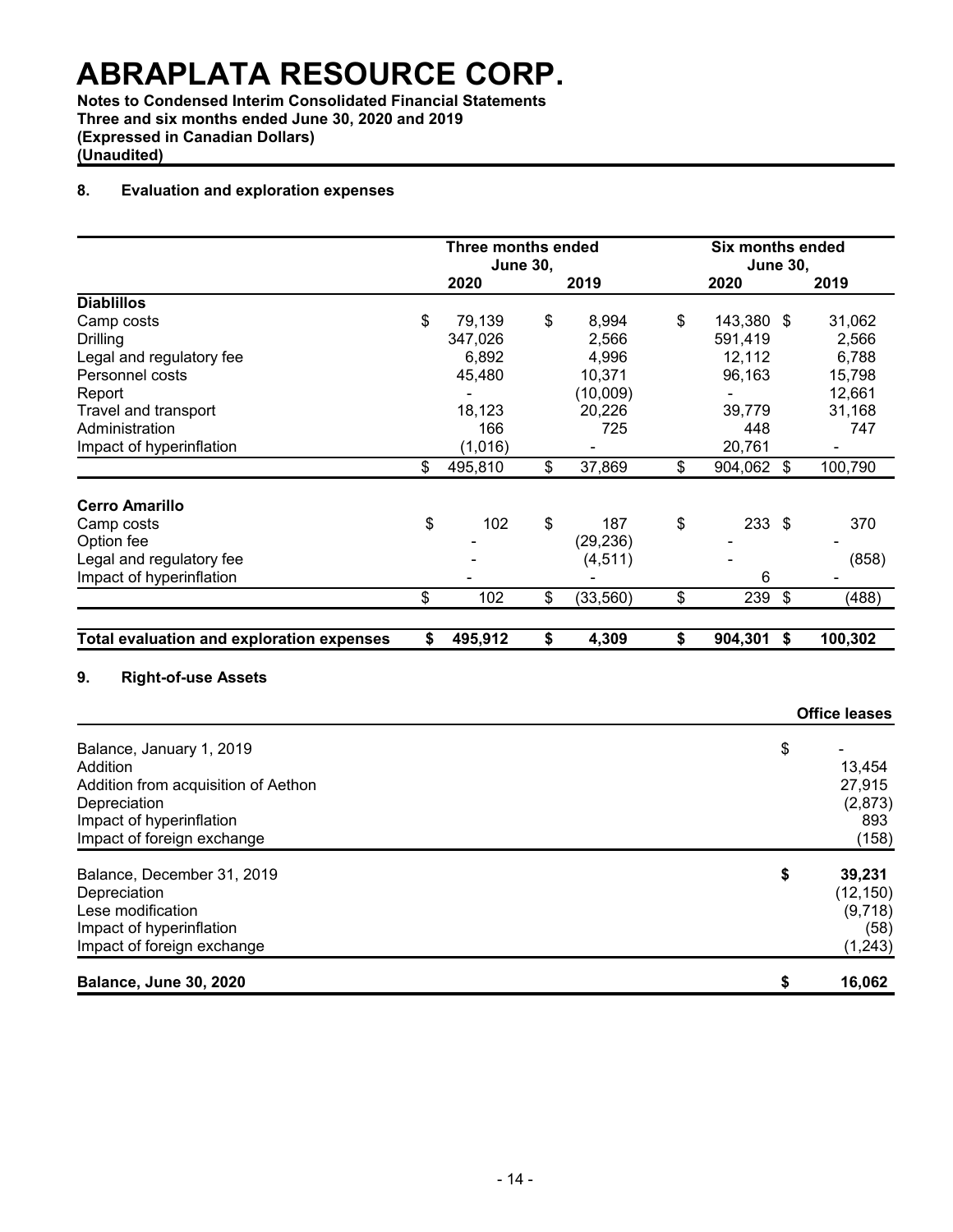# ABRAPLATA RESOURCE CORP.

**Notes to Condensed Interim Consolidated Financial Statements**
**Three and six months ended June 30, 2020 and 2019**
**(Expressed in Canadian Dollars)**
**(Unaudited)**

## 8. Evaluation and exploration expenses

| | Three months ended June 30, | | Six months ended June 30, | |
|---|---|---|---|---|
| | 2020 | 2019 | 2020 | 2019 |
| **Diablillos** | | | | |
| Camp costs | $ 79,139 | $ 8,994 | $ 143,380 | $ 31,062 |
| Drilling | 347,026 | 2,566 | 591,419 | 2,566 |
| Legal and regulatory fee | 6,892 | 4,996 | 12,112 | 6,788 |
| Personnel costs | 45,480 | 10,371 | 96,163 | 15,798 |
| Report | - | (10,009) | - | 12,661 |
| Travel and transport | 18,123 | 20,226 | 39,779 | 31,168 |
| Administration | 166 | 725 | 448 | 747 |
| Impact of hyperinflation | (1,016) | - | 20,761 | - |
| | $ 495,810 | $ 37,869 | $ 904,062 | $ 100,790 |
| **Cerro Amarillo** | | | | |
| Camp costs | $ 102 | $ 187 | $ 233 | $ 370 |
| Option fee | - | (29,236) | - | - |
| Legal and regulatory fee | - | (4,511) | - | (858) |
| Impact of hyperinflation | - | - | 6 | - |
| | $ 102 | $ (33,560) | $ 239 | $ (488) |
| **Total evaluation and exploration expenses** | **$ 495,912** | **$ 4,309** | **$ 904,301** | **$ 100,302** |

## 9. Right-of-use Assets

| | Office leases |
|---|---|
| Balance, January 1, 2019 | $ - |
| Addition | 13,454 |
| Addition from acquisition of Aethon | 27,915 |
| Depreciation | (2,873) |
| Impact of hyperinflation | 893 |
| Impact of foreign exchange | (158) |
| Balance, December 31, 2019 | **$ 39,231** |
| Depreciation | (12,150) |
| Lese modification | (9,718) |
| Impact of hyperinflation | (58) |
| Impact of foreign exchange | (1,243) |
| **Balance, June 30, 2020** | **$ 16,062** |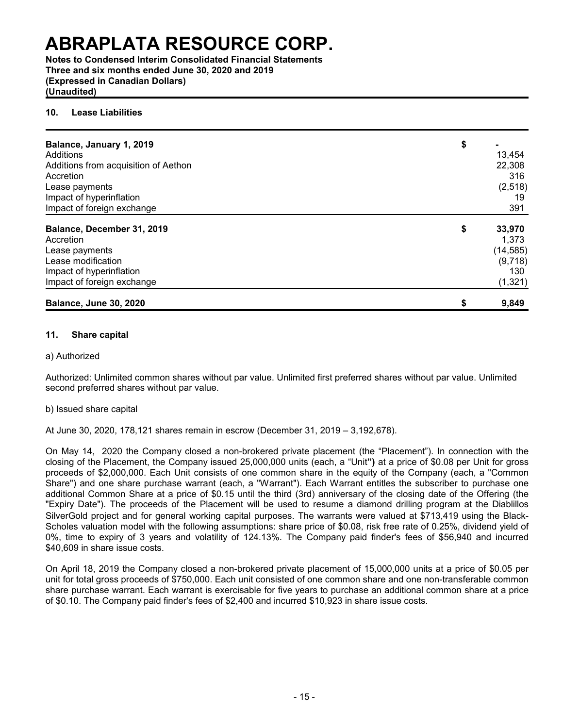# ABRAPLATA RESOURCE CORP.

**Notes to Condensed Interim Consolidated Financial Statements**
**Three and six months ended June 30, 2020 and 2019**
**(Expressed in Canadian Dollars)**
**(Unaudited)**

## 10. Lease Liabilities

| | |
|---|---|
| **Balance, January 1, 2019** | $ - |
| Additions | 13,454 |
| Additions from acquisition of Aethon | 22,308 |
| Accretion | 316 |
| Lease payments | (2,518) |
| Impact of hyperinflation | 19 |
| Impact of foreign exchange | 391 |
| **Balance, December 31, 2019** | **$ 33,970** |
| Accretion | 1,373 |
| Lease payments | (14,585) |
| Lease modification | (9,718) |
| Impact of hyperinflation | 130 |
| Impact of foreign exchange | (1,321) |
| **Balance, June 30, 2020** | **$ 9,849** |

## 11. Share capital

a) Authorized

Authorized: Unlimited common shares without par value. Unlimited first preferred shares without par value. Unlimited second preferred shares without par value.

b) Issued share capital

At June 30, 2020, 178,121 shares remain in escrow (December 31, 2019 – 3,192,678).

On May 14, 2020 the Company closed a non-brokered private placement (the "Placement"). In connection with the closing of the Placement, the Company issued 25,000,000 units (each, a "Unit**")** at a price of $0.08 per Unit for gross proceeds of $2,000,000. Each Unit consists of one common share in the equity of the Company (each, a "Common Share") and one share purchase warrant (each, a "Warrant"). Each Warrant entitles the subscriber to purchase one additional Common Share at a price of $0.15 until the third (3rd) anniversary of the closing date of the Offering (the "Expiry Date"). The proceeds of the Placement will be used to resume a diamond drilling program at the Diablillos SilverGold project and for general working capital purposes. The warrants were valued at $713,419 using the Black-Scholes valuation model with the following assumptions: share price of $0.08, risk free rate of 0.25%, dividend yield of 0%, time to expiry of 3 years and volatility of 124.13%. The Company paid finder's fees of $56,940 and incurred $40,609 in share issue costs.

On April 18, 2019 the Company closed a non-brokered private placement of 15,000,000 units at a price of $0.05 per unit for total gross proceeds of $750,000. Each unit consisted of one common share and one non-transferable common share purchase warrant. Each warrant is exercisable for five years to purchase an additional common share at a price of $0.10. The Company paid finder's fees of $2,400 and incurred $10,923 in share issue costs.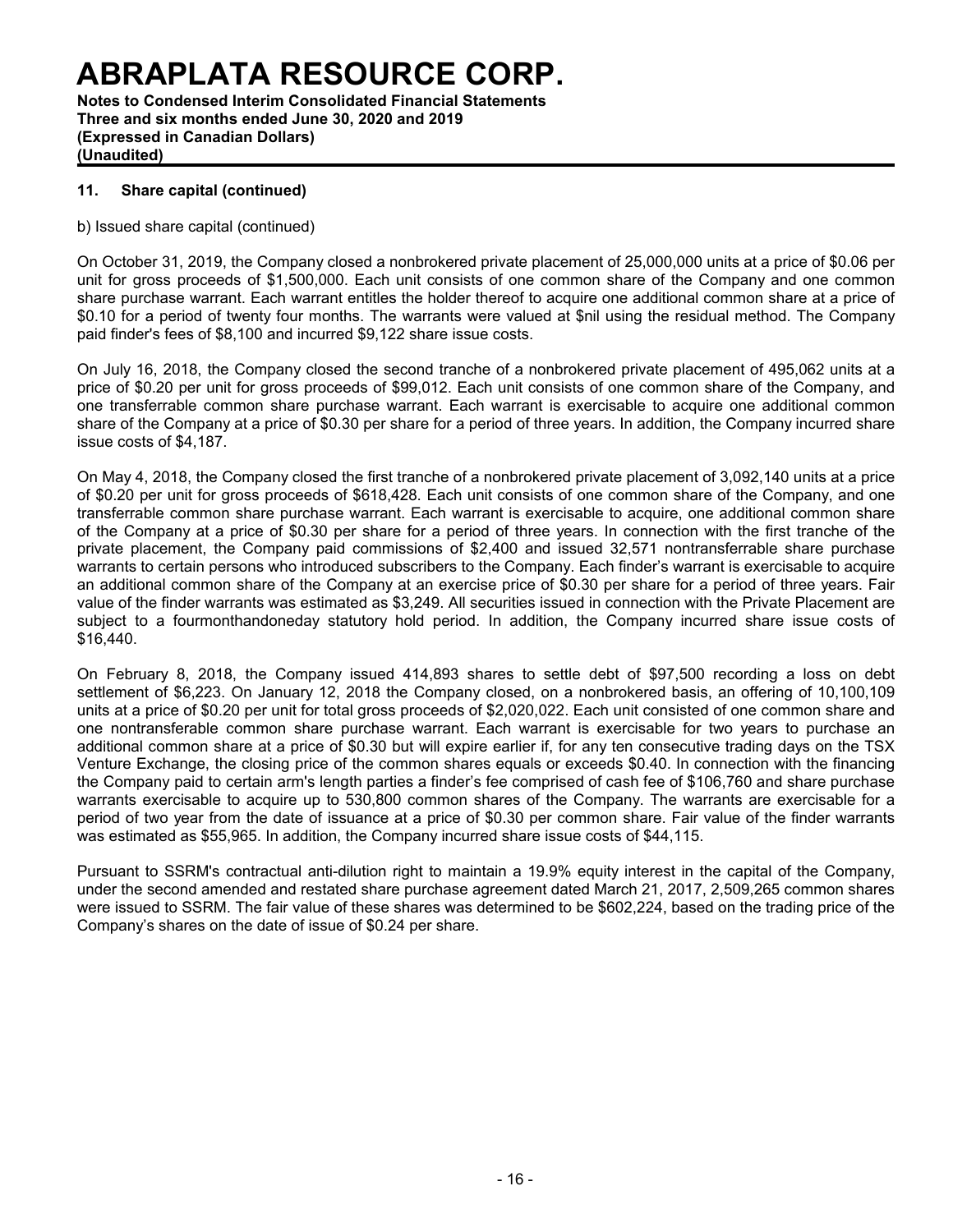### 11. Share capital (continued)

b) Issued share capital (continued)

On October 31, 2019, the Company closed a nonbrokered private placement of 25,000,000 units at a price of $0.06 per unit for gross proceeds of $1,500,000. Each unit consists of one common share of the Company and one common share purchase warrant. Each warrant entitles the holder thereof to acquire one additional common share at a price of $0.10 for a period of twenty four months. The warrants were valued at $nil using the residual method. The Company paid finder's fees of $8,100 and incurred $9,122 share issue costs.

On July 16, 2018, the Company closed the second tranche of a nonbrokered private placement of 495,062 units at a price of $0.20 per unit for gross proceeds of $99,012. Each unit consists of one common share of the Company, and one transferrable common share purchase warrant. Each warrant is exercisable to acquire one additional common share of the Company at a price of $0.30 per share for a period of three years. In addition, the Company incurred share issue costs of $4,187.

On May 4, 2018, the Company closed the first tranche of a nonbrokered private placement of 3,092,140 units at a price of $0.20 per unit for gross proceeds of $618,428. Each unit consists of one common share of the Company, and one transferrable common share purchase warrant. Each warrant is exercisable to acquire, one additional common share of the Company at a price of $0.30 per share for a period of three years. In connection with the first tranche of the private placement, the Company paid commissions of $2,400 and issued 32,571 nontransferrable share purchase warrants to certain persons who introduced subscribers to the Company. Each finder's warrant is exercisable to acquire an additional common share of the Company at an exercise price of $0.30 per share for a period of three years. Fair value of the finder warrants was estimated as $3,249. All securities issued in connection with the Private Placement are subject to a fourmonthandoneday statutory hold period. In addition, the Company incurred share issue costs of $16,440.

On February 8, 2018, the Company issued 414,893 shares to settle debt of $97,500 recording a loss on debt settlement of $6,223. On January 12, 2018 the Company closed, on a nonbrokered basis, an offering of 10,100,109 units at a price of $0.20 per unit for total gross proceeds of $2,020,022. Each unit consisted of one common share and one nontransferable common share purchase warrant. Each warrant is exercisable for two years to purchase an additional common share at a price of $0.30 but will expire earlier if, for any ten consecutive trading days on the TSX Venture Exchange, the closing price of the common shares equals or exceeds $0.40. In connection with the financing the Company paid to certain arm's length parties a finder's fee comprised of cash fee of $106,760 and share purchase warrants exercisable to acquire up to 530,800 common shares of the Company. The warrants are exercisable for a period of two year from the date of issuance at a price of $0.30 per common share. Fair value of the finder warrants was estimated as $55,965. In addition, the Company incurred share issue costs of $44,115.

Pursuant to SSRM's contractual anti-dilution right to maintain a 19.9% equity interest in the capital of the Company, under the second amended and restated share purchase agreement dated March 21, 2017, 2,509,265 common shares were issued to SSRM. The fair value of these shares was determined to be $602,224, based on the trading price of the Company's shares on the date of issue of $0.24 per share.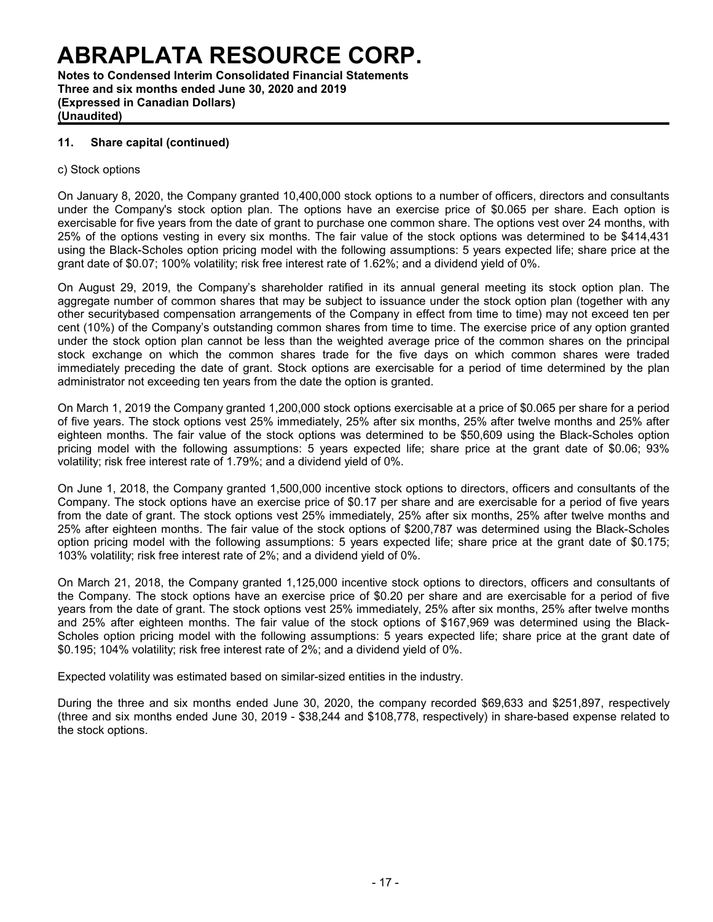### 11. Share capital (continued)

c) Stock options

On January 8, 2020, the Company granted 10,400,000 stock options to a number of officers, directors and consultants under the Company's stock option plan. The options have an exercise price of $0.065 per share. Each option is exercisable for five years from the date of grant to purchase one common share. The options vest over 24 months, with 25% of the options vesting in every six months. The fair value of the stock options was determined to be $414,431 using the Black-Scholes option pricing model with the following assumptions: 5 years expected life; share price at the grant date of $0.07; 100% volatility; risk free interest rate of 1.62%; and a dividend yield of 0%.

On August 29, 2019, the Company's shareholder ratified in its annual general meeting its stock option plan. The aggregate number of common shares that may be subject to issuance under the stock option plan (together with any other securitybased compensation arrangements of the Company in effect from time to time) may not exceed ten per cent (10%) of the Company's outstanding common shares from time to time. The exercise price of any option granted under the stock option plan cannot be less than the weighted average price of the common shares on the principal stock exchange on which the common shares trade for the five days on which common shares were traded immediately preceding the date of grant. Stock options are exercisable for a period of time determined by the plan administrator not exceeding ten years from the date the option is granted.

On March 1, 2019 the Company granted 1,200,000 stock options exercisable at a price of $0.065 per share for a period of five years. The stock options vest 25% immediately, 25% after six months, 25% after twelve months and 25% after eighteen months. The fair value of the stock options was determined to be $50,609 using the Black-Scholes option pricing model with the following assumptions: 5 years expected life; share price at the grant date of $0.06; 93% volatility; risk free interest rate of 1.79%; and a dividend yield of 0%.

On June 1, 2018, the Company granted 1,500,000 incentive stock options to directors, officers and consultants of the Company. The stock options have an exercise price of $0.17 per share and are exercisable for a period of five years from the date of grant. The stock options vest 25% immediately, 25% after six months, 25% after twelve months and 25% after eighteen months. The fair value of the stock options of $200,787 was determined using the Black-Scholes option pricing model with the following assumptions: 5 years expected life; share price at the grant date of $0.175; 103% volatility; risk free interest rate of 2%; and a dividend yield of 0%.

On March 21, 2018, the Company granted 1,125,000 incentive stock options to directors, officers and consultants of the Company. The stock options have an exercise price of $0.20 per share and are exercisable for a period of five years from the date of grant. The stock options vest 25% immediately, 25% after six months, 25% after twelve months and 25% after eighteen months. The fair value of the stock options of $167,969 was determined using the Black-Scholes option pricing model with the following assumptions: 5 years expected life; share price at the grant date of $0.195; 104% volatility; risk free interest rate of 2%; and a dividend yield of 0%.

Expected volatility was estimated based on similar-sized entities in the industry.

During the three and six months ended June 30, 2020, the company recorded $69,633 and $251,897, respectively (three and six months ended June 30, 2019 - $38,244 and $108,778, respectively) in share-based expense related to the stock options.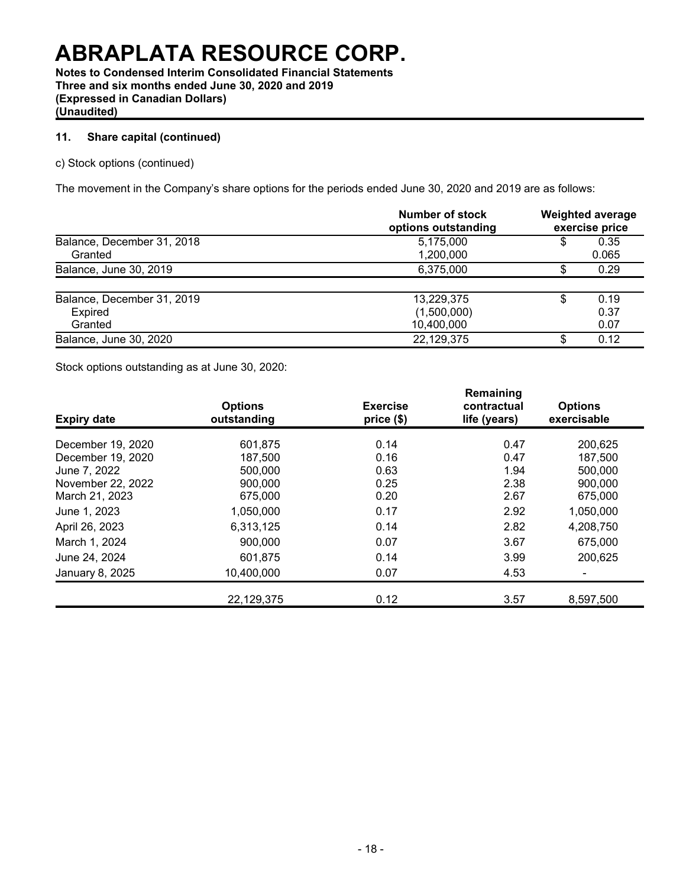# ABRAPLATA RESOURCE CORP.

**Notes to Condensed Interim Consolidated Financial Statements**
**Three and six months ended June 30, 2020 and 2019**
**(Expressed in Canadian Dollars)**
**(Unaudited)**

### 11. Share capital (continued)

c) Stock options (continued)

The movement in the Company's share options for the periods ended June 30, 2020 and 2019 are as follows:

| | Number of stock options outstanding | Weighted average exercise price |
|---|---|---|
| Balance, December 31, 2018 | 5,175,000 | $ 0.35 |
| Granted | 1,200,000 | 0.065 |
| Balance, June 30, 2019 | 6,375,000 | $ 0.29 |
| | | |
| Balance, December 31, 2019 | 13,229,375 | $ 0.19 |
| Expired | (1,500,000) | 0.37 |
| Granted | 10,400,000 | 0.07 |
| Balance, June 30, 2020 | 22,129,375 | $ 0.12 |

Stock options outstanding as at June 30, 2020:

| Expiry date | Options outstanding | Exercise price ($) | Remaining contractual life (years) | Options exercisable |
|---|---|---|---|---|
| December 19, 2020 | 601,875 | 0.14 | 0.47 | 200,625 |
| December 19, 2020 | 187,500 | 0.16 | 0.47 | 187,500 |
| June 7, 2022 | 500,000 | 0.63 | 1.94 | 500,000 |
| November 22, 2022 | 900,000 | 0.25 | 2.38 | 900,000 |
| March 21, 2023 | 675,000 | 0.20 | 2.67 | 675,000 |
| June 1, 2023 | 1,050,000 | 0.17 | 2.92 | 1,050,000 |
| April 26, 2023 | 6,313,125 | 0.14 | 2.82 | 4,208,750 |
| March 1, 2024 | 900,000 | 0.07 | 3.67 | 675,000 |
| June 24, 2024 | 601,875 | 0.14 | 3.99 | 200,625 |
| January 8, 2025 | 10,400,000 | 0.07 | 4.53 | - |
| | 22,129,375 | 0.12 | 3.57 | 8,597,500 |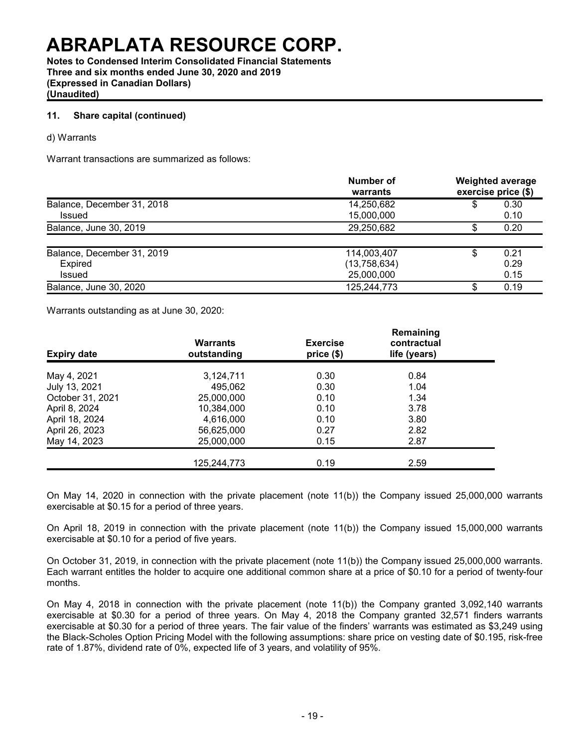# ABRAPLATA RESOURCE CORP.

**Notes to Condensed Interim Consolidated Financial Statements**
**Three and six months ended June 30, 2020 and 2019**
**(Expressed in Canadian Dollars)**
**(Unaudited)**

### 11. Share capital (continued)

d) Warrants

Warrant transactions are summarized as follows:

| | Number of warrants | Weighted average exercise price ($) |
|---|---|---|
| Balance, December 31, 2018 | 14,250,682 | $ 0.30 |
| Issued | 15,000,000 | 0.10 |
| Balance, June 30, 2019 | 29,250,682 | $ 0.20 |
| | | |
| Balance, December 31, 2019 | 114,003,407 | $ 0.21 |
| Expired | (13,758,634) | 0.29 |
| Issued | 25,000,000 | 0.15 |
| Balance, June 30, 2020 | 125,244,773 | $ 0.19 |

Warrants outstanding as at June 30, 2020:

| Expiry date | Warrants outstanding | Exercise price ($) | Remaining contractual life (years) |
|---|---|---|---|
| May 4, 2021 | 3,124,711 | 0.30 | 0.84 |
| July 13, 2021 | 495,062 | 0.30 | 1.04 |
| October 31, 2021 | 25,000,000 | 0.10 | 1.34 |
| April 8, 2024 | 10,384,000 | 0.10 | 3.78 |
| April 18, 2024 | 4,616,000 | 0.10 | 3.80 |
| April 26, 2023 | 56,625,000 | 0.27 | 2.82 |
| May 14, 2023 | 25,000,000 | 0.15 | 2.87 |
| | 125,244,773 | 0.19 | 2.59 |

On May 14, 2020 in connection with the private placement (note 11(b)) the Company issued 25,000,000 warrants exercisable at $0.15 for a period of three years.

On April 18, 2019 in connection with the private placement (note 11(b)) the Company issued 15,000,000 warrants exercisable at $0.10 for a period of five years.

On October 31, 2019, in connection with the private placement (note 11(b)) the Company issued 25,000,000 warrants. Each warrant entitles the holder to acquire one additional common share at a price of $0.10 for a period of twenty-four months.

On May 4, 2018 in connection with the private placement (note 11(b)) the Company granted 3,092,140 warrants exercisable at $0.30 for a period of three years. On May 4, 2018 the Company granted 32,571 finders warrants exercisable at $0.30 for a period of three years. The fair value of the finders' warrants was estimated as $3,249 using the Black-Scholes Option Pricing Model with the following assumptions: share price on vesting date of $0.195, risk-free rate of 1.87%, dividend rate of 0%, expected life of 3 years, and volatility of 95%.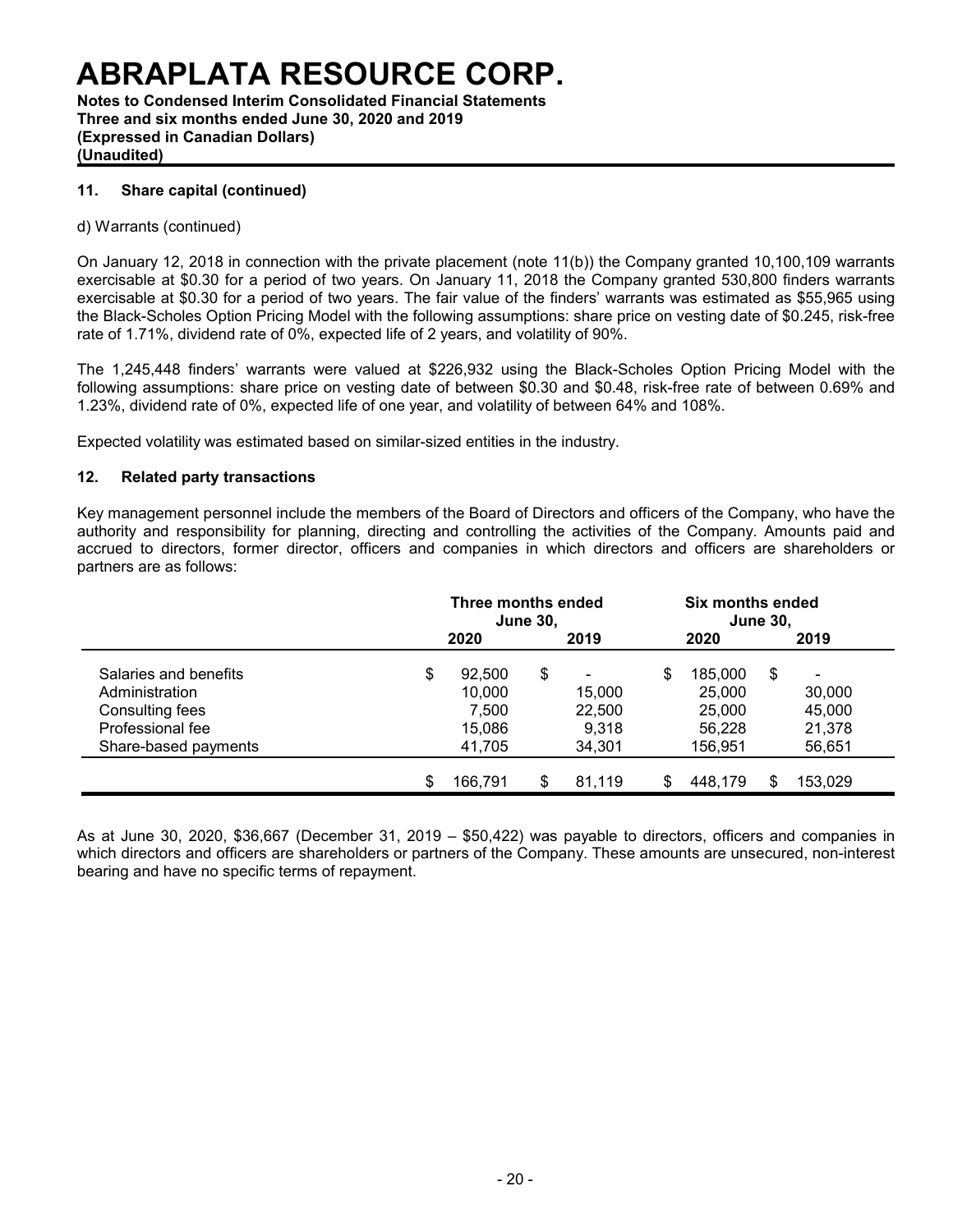## 11. Share capital (continued)

d) Warrants (continued)

On January 12, 2018 in connection with the private placement (note 11(b)) the Company granted 10,100,109 warrants exercisable at \$0.30 for a period of two years. On January 11, 2018 the Company granted 530,800 finders warrants exercisable at \$0.30 for a period of two years. The fair value of the finders' warrants was estimated as \$55,965 using the Black-Scholes Option Pricing Model with the following assumptions: share price on vesting date of \$0.245, risk-free rate of 1.71%, dividend rate of 0%, expected life of 2 years, and volatility of 90%.

The 1,245,448 finders' warrants were valued at \$226,932 using the Black-Scholes Option Pricing Model with the following assumptions: share price on vesting date of between \$0.30 and \$0.48, risk-free rate of between 0.69% and 1.23%, dividend rate of 0%, expected life of one year, and volatility of between 64% and 108%.

Expected volatility was estimated based on similar-sized entities in the industry.

## 12. Related party transactions

Key management personnel include the members of the Board of Directors and officers of the Company, who have the authority and responsibility for planning, directing and controlling the activities of the Company. Amounts paid and accrued to directors, former director, officers and companies in which directors and officers are shareholders or partners are as follows:

| | Three months ended June 30, | | Six months ended June 30, | |
|---|---|---|---|---|
| | 2020 | 2019 | 2020 | 2019 |
| Salaries and benefits | $ 92,500 | $ - | $ 185,000 | $ - |
| Administration | 10,000 | 15,000 | 25,000 | 30,000 |
| Consulting fees | 7,500 | 22,500 | 25,000 | 45,000 |
| Professional fee | 15,086 | 9,318 | 56,228 | 21,378 |
| Share-based payments | 41,705 | 34,301 | 156,951 | 56,651 |
| | $ 166,791 | $ 81,119 | $ 448,179 | $ 153,029 |

As at June 30, 2020, \$36,667 (December 31, 2019 – \$50,422) was payable to directors, officers and companies in which directors and officers are shareholders or partners of the Company. These amounts are unsecured, non-interest bearing and have no specific terms of repayment.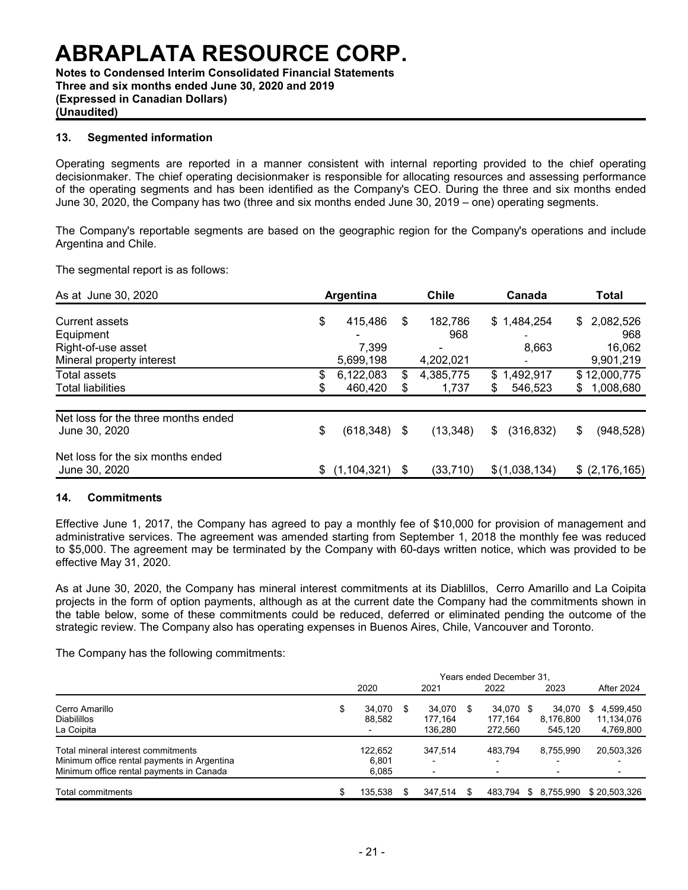# ABRAPLATA RESOURCE CORP.

**Notes to Condensed Interim Consolidated Financial Statements**
**Three and six months ended June 30, 2020 and 2019**
**(Expressed in Canadian Dollars)**
**(Unaudited)**

### 13. Segmented information

Operating segments are reported in a manner consistent with internal reporting provided to the chief operating decisionmaker. The chief operating decisionmaker is responsible for allocating resources and assessing performance of the operating segments and has been identified as the Company's CEO. During the three and six months ended June 30, 2020, the Company has two (three and six months ended June 30, 2019 – one) operating segments.

The Company's reportable segments are based on the geographic region for the Company's operations and include Argentina and Chile.

The segmental report is as follows:

| As at June 30, 2020 | Argentina | Chile | Canada | Total |
|---|---|---|---|---|
| Current assets | $ 415,486 | $ 182,786 | $ 1,484,254 | $ 2,082,526 |
| Equipment | - | 968 | - | 968 |
| Right-of-use asset | 7,399 | - | 8,663 | 16,062 |
| Mineral property interest | 5,699,198 | 4,202,021 | - | 9,901,219 |
| Total assets | $ 6,122,083 | $ 4,385,775 | $ 1,492,917 | $ 12,000,775 |
| Total liabilities | $ 460,420 | $ 1,737 | $ 546,523 | $ 1,008,680 |
| Net loss for the three months ended June 30, 2020 | $ (618,348) | $ (13,348) | $ (316,832) | $ (948,528) |
| Net loss for the six months ended June 30, 2020 | $ (1,104,321) | $ (33,710) | $ (1,038,134) | $ (2,176,165) |

### 14. Commitments

Effective June 1, 2017, the Company has agreed to pay a monthly fee of $10,000 for provision of management and administrative services. The agreement was amended starting from September 1, 2018 the monthly fee was reduced to $5,000. The agreement may be terminated by the Company with 60-days written notice, which was provided to be effective May 31, 2020.

As at June 30, 2020, the Company has mineral interest commitments at its Diablillos, Cerro Amarillo and La Coipita projects in the form of option payments, although as at the current date the Company had the commitments shown in the table below, some of these commitments could be reduced, deferred or eliminated pending the outcome of the strategic review. The Company also has operating expenses in Buenos Aires, Chile, Vancouver and Toronto.

The Company has the following commitments:

| | Years ended December 31, | | | | |
|---|---|---|---|---|---|
| | 2020 | 2021 | 2022 | 2023 | After 2024 |
| Cerro Amarillo | $ 34,070 | $ 34,070 | $ 34,070 | $ 34,070 | $ 4,599,450 |
| Diabilillos | 88,582 | 177,164 | 177,164 | 8,176,800 | 11,134,076 |
| La Coipita | - | 136,280 | 272,560 | 545,120 | 4,769,800 |
| Total mineral interest commitments | 122,652 | 347,514 | 483,794 | 8,755,990 | 20,503,326 |
| Minimum office rental payments in Argentina | 6,801 | - | - | - | - |
| Minimum office rental payments in Canada | 6,085 | - | - | - | - |
| Total commitments | $ 135,538 | $ 347,514 | $ 483,794 | $ 8,755,990 | $ 20,503,326 |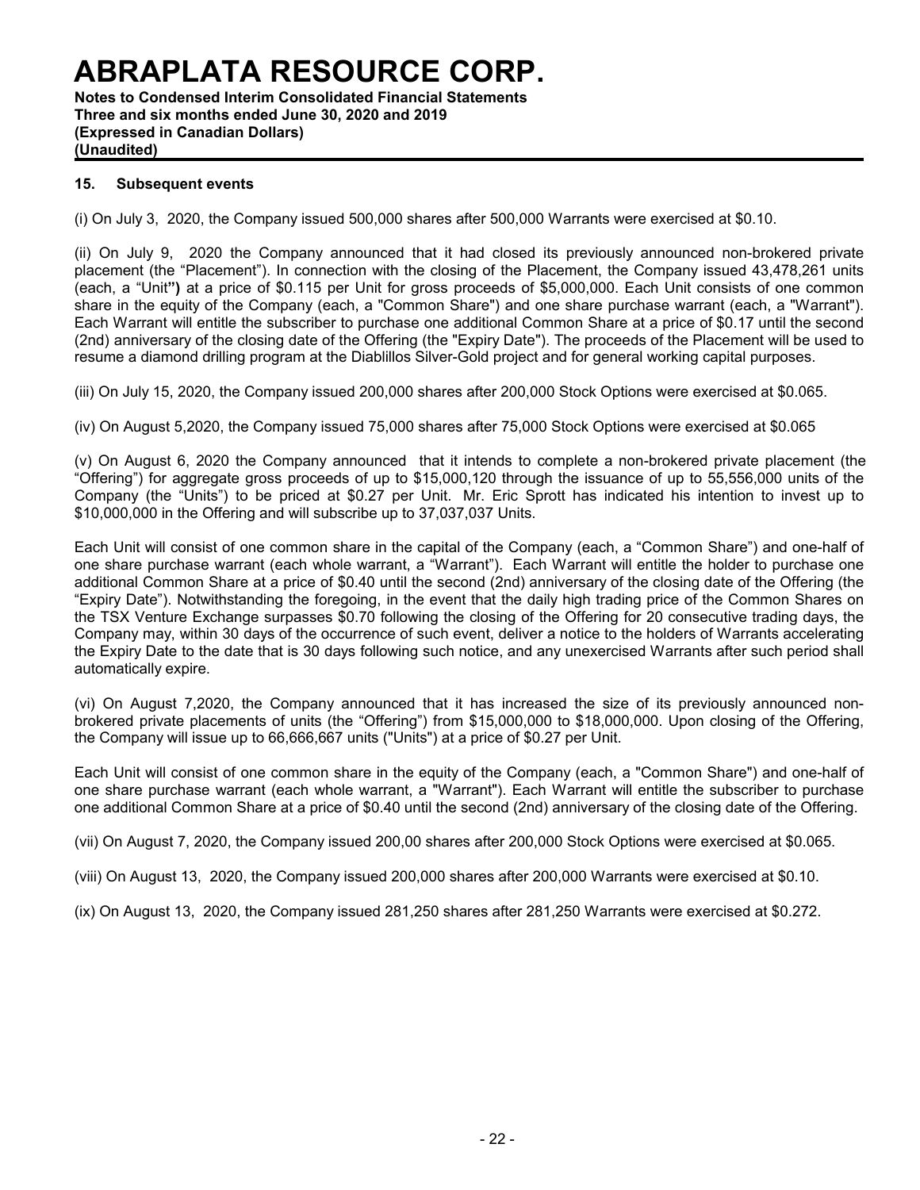## 15. Subsequent events

(i) On July 3, 2020, the Company issued 500,000 shares after 500,000 Warrants were exercised at $0.10.

(ii) On July 9, 2020 the Company announced that it had closed its previously announced non-brokered private placement (the "Placement"). In connection with the closing of the Placement, the Company issued 43,478,261 units (each, a "Unit") at a price of $0.115 per Unit for gross proceeds of $5,000,000. Each Unit consists of one common share in the equity of the Company (each, a "Common Share") and one share purchase warrant (each, a "Warrant"). Each Warrant will entitle the subscriber to purchase one additional Common Share at a price of $0.17 until the second (2nd) anniversary of the closing date of the Offering (the "Expiry Date"). The proceeds of the Placement will be used to resume a diamond drilling program at the Diablillos Silver-Gold project and for general working capital purposes.

(iii) On July 15, 2020, the Company issued 200,000 shares after 200,000 Stock Options were exercised at $0.065.

(iv) On August 5,2020, the Company issued 75,000 shares after 75,000 Stock Options were exercised at $0.065

(v) On August 6, 2020 the Company announced that it intends to complete a non-brokered private placement (the "Offering") for aggregate gross proceeds of up to $15,000,120 through the issuance of up to 55,556,000 units of the Company (the "Units") to be priced at $0.27 per Unit. Mr. Eric Sprott has indicated his intention to invest up to $10,000,000 in the Offering and will subscribe up to 37,037,037 Units.

Each Unit will consist of one common share in the capital of the Company (each, a "Common Share") and one-half of one share purchase warrant (each whole warrant, a "Warrant"). Each Warrant will entitle the holder to purchase one additional Common Share at a price of $0.40 until the second (2nd) anniversary of the closing date of the Offering (the "Expiry Date"). Notwithstanding the foregoing, in the event that the daily high trading price of the Common Shares on the TSX Venture Exchange surpasses $0.70 following the closing of the Offering for 20 consecutive trading days, the Company may, within 30 days of the occurrence of such event, deliver a notice to the holders of Warrants accelerating the Expiry Date to the date that is 30 days following such notice, and any unexercised Warrants after such period shall automatically expire.

(vi) On August 7,2020, the Company announced that it has increased the size of its previously announced non-brokered private placements of units (the "Offering") from $15,000,000 to $18,000,000. Upon closing of the Offering, the Company will issue up to 66,666,667 units ("Units") at a price of $0.27 per Unit.

Each Unit will consist of one common share in the equity of the Company (each, a "Common Share") and one-half of one share purchase warrant (each whole warrant, a "Warrant"). Each Warrant will entitle the subscriber to purchase one additional Common Share at a price of $0.40 until the second (2nd) anniversary of the closing date of the Offering.

(vii) On August 7, 2020, the Company issued 200,00 shares after 200,000 Stock Options were exercised at $0.065.

(viii) On August 13, 2020, the Company issued 200,000 shares after 200,000 Warrants were exercised at $0.10.

(ix) On August 13, 2020, the Company issued 281,250 shares after 281,250 Warrants were exercised at $0.272.